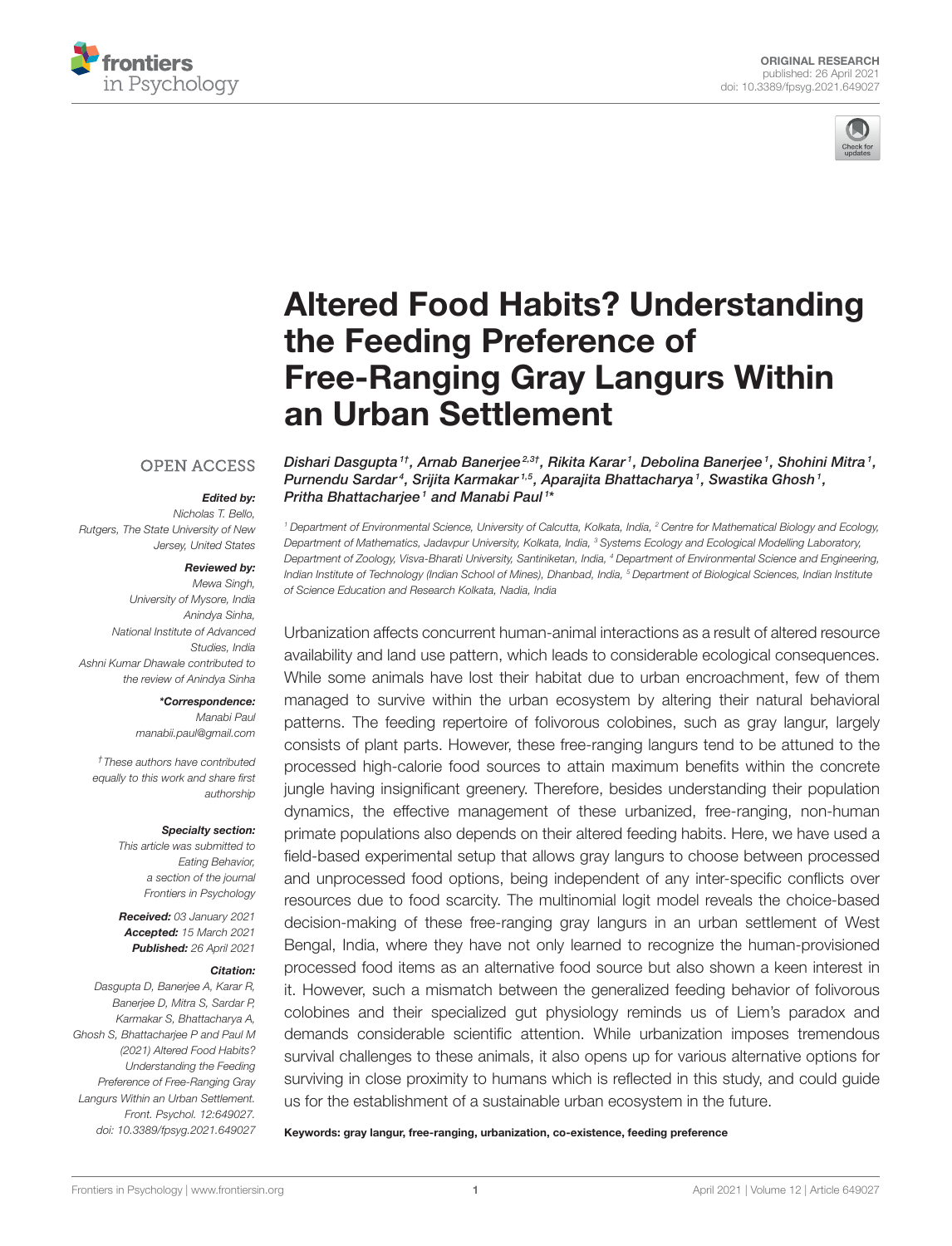ORIGINAL RESEARCH
published: 26 April 2021
doi: 10.3389/fpsyg.2021.649027

# Altered Food Habits? Understanding the Feeding Preference of Free-Ranging Gray Langurs Within an Urban Settlement

*Dishari Dasgupta[1†], Arnab Banerjee[2,3†], Rikita Karar[1], Debolina Banerjee[1], Shohini Mitra[1], Purnendu Sardar[4], Srijita Karmakar[1,5], Aparajita Bhattacharya[1], Swastika Ghosh[1], Pritha Bhattacharjee[1] and Manabi Paul[1]\**

[1] Department of Environmental Science, University of Calcutta, Kolkata, India, [2] Centre for Mathematical Biology and Ecology, Department of Mathematics, Jadavpur University, Kolkata, India, [3] Systems Ecology and Ecological Modelling Laboratory, Department of Zoology, Visva-Bharati University, Santiniketan, India, [4] Department of Environmental Science and Engineering, Indian Institute of Technology (Indian School of Mines), Dhanbad, India, [5] Department of Biological Sciences, Indian Institute of Science Education and Research Kolkata, Nadia, India

OPEN ACCESS

***Edited by:***
Nicholas T. Bello,
Rutgers, The State University of New Jersey, United States

***Reviewed by:***
Mewa Singh,
University of Mysore, India
Anindya Sinha,
National Institute of Advanced Studies, India
Ashni Kumar Dhawale contributed to the review of Anindya Sinha

***\*Correspondence:***
Manabi Paul
manabii.paul@gmail.com

*† These authors have contributed equally to this work and share first authorship*

***Specialty section:***
This article was submitted to Eating Behavior, a section of the journal Frontiers in Psychology

***Received:*** 03 January 2021
***Accepted:*** 15 March 2021
***Published:*** 26 April 2021

***Citation:***
Dasgupta D, Banerjee A, Karar R, Banerjee D, Mitra S, Sardar P, Karmakar S, Bhattacharya A, Ghosh S, Bhattacharjee P and Paul M (2021) Altered Food Habits? Understanding the Feeding Preference of Free-Ranging Gray Langurs Within an Urban Settlement. Front. Psychol. 12:649027. doi: 10.3389/fpsyg.2021.649027

Urbanization affects concurrent human-animal interactions as a result of altered resource availability and land use pattern, which leads to considerable ecological consequences. While some animals have lost their habitat due to urban encroachment, few of them managed to survive within the urban ecosystem by altering their natural behavioral patterns. The feeding repertoire of folivorous colobines, such as gray langur, largely consists of plant parts. However, these free-ranging langurs tend to be attuned to the processed high-calorie food sources to attain maximum benefits within the concrete jungle having insignificant greenery. Therefore, besides understanding their population dynamics, the effective management of these urbanized, free-ranging, non-human primate populations also depends on their altered feeding habits. Here, we have used a field-based experimental setup that allows gray langurs to choose between processed and unprocessed food options, being independent of any inter-specific conflicts over resources due to food scarcity. The multinomial logit model reveals the choice-based decision-making of these free-ranging gray langurs in an urban settlement of West Bengal, India, where they have not only learned to recognize the human-provisioned processed food items as an alternative food source but also shown a keen interest in it. However, such a mismatch between the generalized feeding behavior of folivorous colobines and their specialized gut physiology reminds us of Liem's paradox and demands considerable scientific attention. While urbanization imposes tremendous survival challenges to these animals, it also opens up for various alternative options for surviving in close proximity to humans which is reflected in this study, and could guide us for the establishment of a sustainable urban ecosystem in the future.

**Keywords: gray langur, free-ranging, urbanization, co-existence, feeding preference**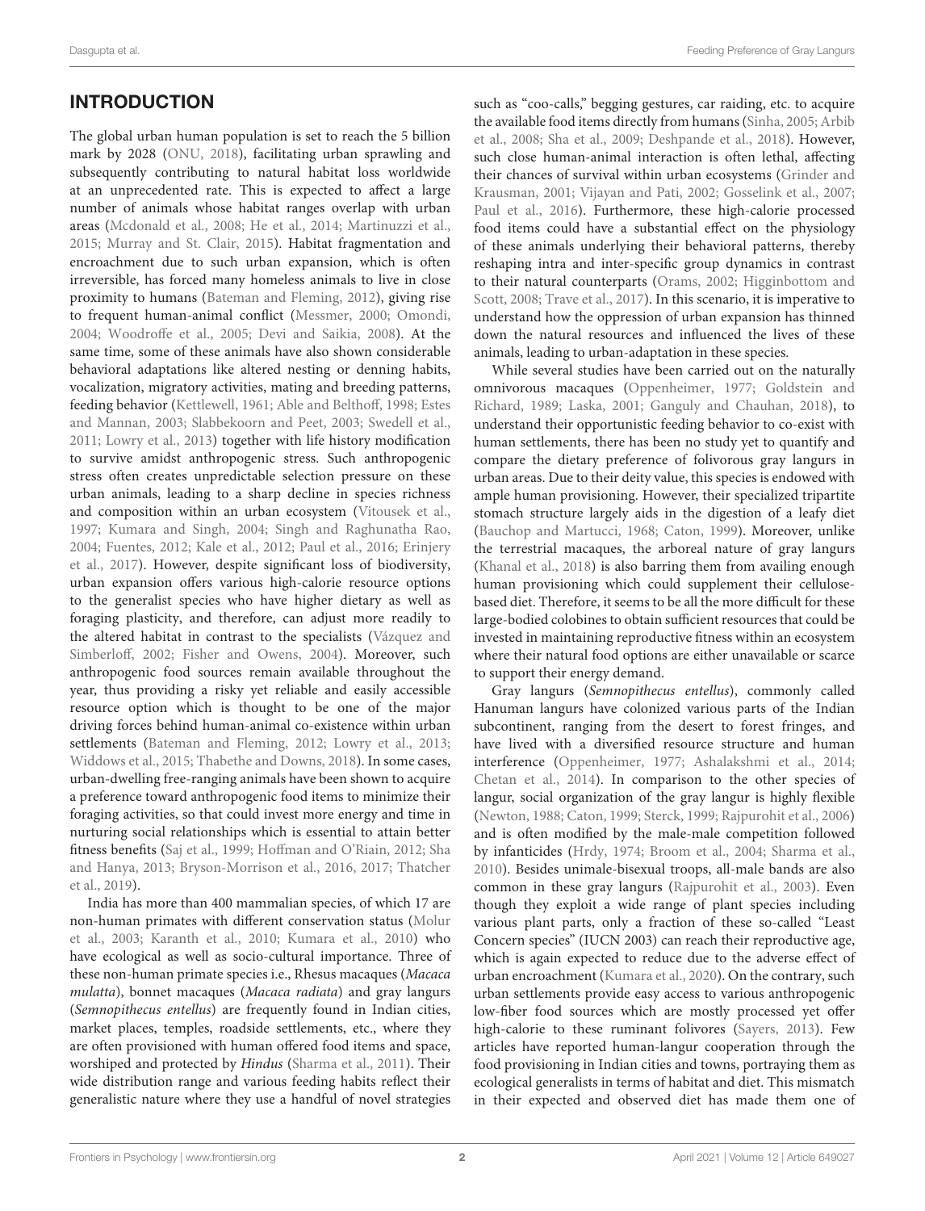## INTRODUCTION

The global urban human population is set to reach the 5 billion mark by 2028 (ONU, 2018), facilitating urban sprawling and subsequently contributing to natural habitat loss worldwide at an unprecedented rate. This is expected to affect a large number of animals whose habitat ranges overlap with urban areas (Mcdonald et al., 2008; He et al., 2014; Martinuzzi et al., 2015; Murray and St. Clair, 2015). Habitat fragmentation and encroachment due to such urban expansion, which is often irreversible, has forced many homeless animals to live in close proximity to humans (Bateman and Fleming, 2012), giving rise to frequent human-animal conflict (Messmer, 2000; Omondi, 2004; Woodroffe et al., 2005; Devi and Saikia, 2008). At the same time, some of these animals have also shown considerable behavioral adaptations like altered nesting or denning habits, vocalization, migratory activities, mating and breeding patterns, feeding behavior (Kettlewell, 1961; Able and Belthoff, 1998; Estes and Mannan, 2003; Slabbekoorn and Peet, 2003; Swedell et al., 2011; Lowry et al., 2013) together with life history modification to survive amidst anthropogenic stress. Such anthropogenic stress often creates unpredictable selection pressure on these urban animals, leading to a sharp decline in species richness and composition within an urban ecosystem (Vitousek et al., 1997; Kumara and Singh, 2004; Singh and Raghunatha Rao, 2004; Fuentes, 2012; Kale et al., 2012; Paul et al., 2016; Erinjery et al., 2017). However, despite significant loss of biodiversity, urban expansion offers various high-calorie resource options to the generalist species who have higher dietary as well as foraging plasticity, and therefore, can adjust more readily to the altered habitat in contrast to the specialists (Vázquez and Simberloff, 2002; Fisher and Owens, 2004). Moreover, such anthropogenic food sources remain available throughout the year, thus providing a risky yet reliable and easily accessible resource option which is thought to be one of the major driving forces behind human-animal co-existence within urban settlements (Bateman and Fleming, 2012; Lowry et al., 2013; Widdows et al., 2015; Thabethe and Downs, 2018). In some cases, urban-dwelling free-ranging animals have been shown to acquire a preference toward anthropogenic food items to minimize their foraging activities, so that could invest more energy and time in nurturing social relationships which is essential to attain better fitness benefits (Saj et al., 1999; Hoffman and O'Riain, 2012; Sha and Hanya, 2013; Bryson-Morrison et al., 2016, 2017; Thatcher et al., 2019).

India has more than 400 mammalian species, of which 17 are non-human primates with different conservation status (Molur et al., 2003; Karanth et al., 2010; Kumara et al., 2010) who have ecological as well as socio-cultural importance. Three of these non-human primate species i.e., Rhesus macaques (*Macaca mulatta*), bonnet macaques (*Macaca radiata*) and gray langurs (*Semnopithecus entellus*) are frequently found in Indian cities, market places, temples, roadside settlements, etc., where they are often provisioned with human offered food items and space, worshiped and protected by *Hindus* (Sharma et al., 2011). Their wide distribution range and various feeding habits reflect their generalistic nature where they use a handful of novel strategies such as "coo-calls," begging gestures, car raiding, etc. to acquire the available food items directly from humans (Sinha, 2005; Arbib et al., 2008; Sha et al., 2009; Deshpande et al., 2018). However, such close human-animal interaction is often lethal, affecting their chances of survival within urban ecosystems (Grinder and Krausman, 2001; Vijayan and Pati, 2002; Gosselink et al., 2007; Paul et al., 2016). Furthermore, these high-calorie processed food items could have a substantial effect on the physiology of these animals underlying their behavioral patterns, thereby reshaping intra and inter-specific group dynamics in contrast to their natural counterparts (Orams, 2002; Higginbottom and Scott, 2008; Trave et al., 2017). In this scenario, it is imperative to understand how the oppression of urban expansion has thinned down the natural resources and influenced the lives of these animals, leading to urban-adaptation in these species.

While several studies have been carried out on the naturally omnivorous macaques (Oppenheimer, 1977; Goldstein and Richard, 1989; Laska, 2001; Ganguly and Chauhan, 2018), to understand their opportunistic feeding behavior to co-exist with human settlements, there has been no study yet to quantify and compare the dietary preference of folivorous gray langurs in urban areas. Due to their deity value, this species is endowed with ample human provisioning. However, their specialized tripartite stomach structure largely aids in the digestion of a leafy diet (Bauchop and Martucci, 1968; Caton, 1999). Moreover, unlike the terrestrial macaques, the arboreal nature of gray langurs (Khanal et al., 2018) is also barring them from availing enough human provisioning which could supplement their cellulose-based diet. Therefore, it seems to be all the more difficult for these large-bodied colobines to obtain sufficient resources that could be invested in maintaining reproductive fitness within an ecosystem where their natural food options are either unavailable or scarce to support their energy demand.

Gray langurs (*Semnopithecus entellus*), commonly called Hanuman langurs have colonized various parts of the Indian subcontinent, ranging from the desert to forest fringes, and have lived with a diversified resource structure and human interference (Oppenheimer, 1977; Ashalakshmi et al., 2014; Chetan et al., 2014). In comparison to the other species of langur, social organization of the gray langur is highly flexible (Newton, 1988; Caton, 1999; Sterck, 1999; Rajpurohit et al., 2006) and is often modified by the male-male competition followed by infanticides (Hrdy, 1974; Broom et al., 2004; Sharma et al., 2010). Besides unimale-bisexual troops, all-male bands are also common in these gray langurs (Rajpurohit et al., 2003). Even though they exploit a wide range of plant species including various plant parts, only a fraction of these so-called "Least Concern species" (IUCN 2003) can reach their reproductive age, which is again expected to reduce due to the adverse effect of urban encroachment (Kumara et al., 2020). On the contrary, such urban settlements provide easy access to various anthropogenic low-fiber food sources which are mostly processed yet offer high-calorie to these ruminant folivores (Sayers, 2013). Few articles have reported human-langur cooperation through the food provisioning in Indian cities and towns, portraying them as ecological generalists in terms of habitat and diet. This mismatch in their expected and observed diet has made them one of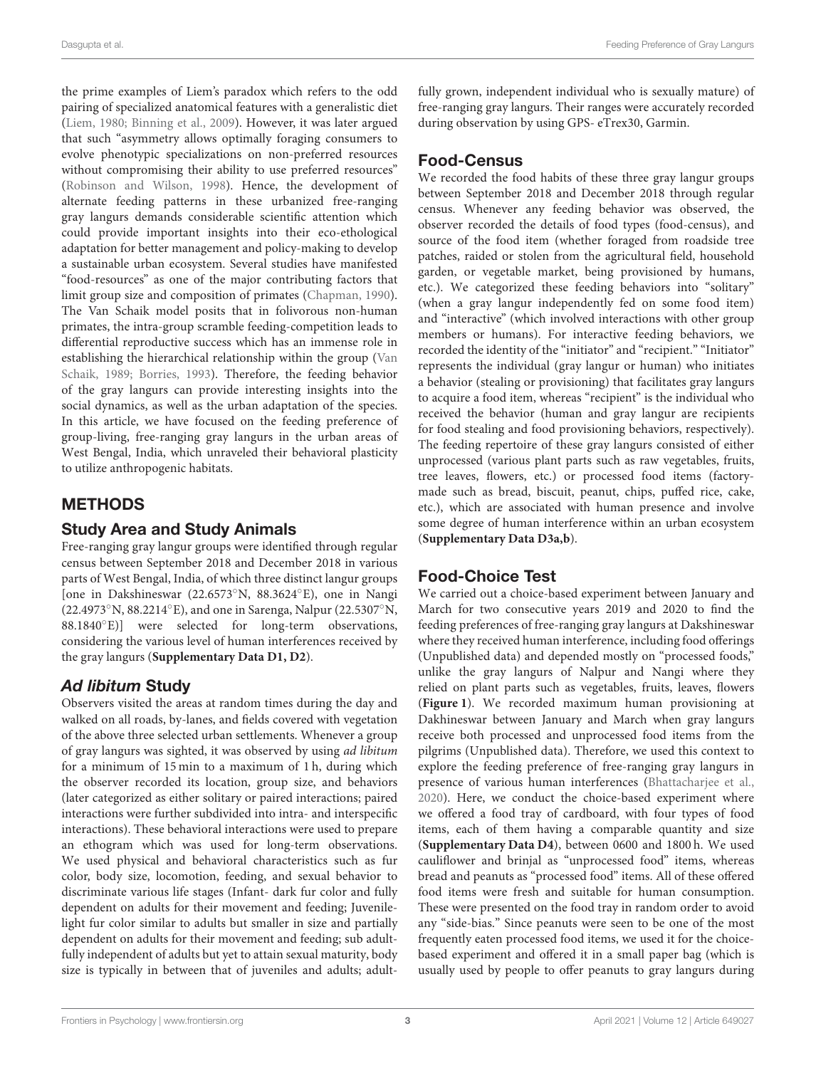the prime examples of Liem's paradox which refers to the odd pairing of specialized anatomical features with a generalistic diet (Liem, 1980; Binning et al., 2009). However, it was later argued that such "asymmetry allows optimally foraging consumers to evolve phenotypic specializations on non-preferred resources without compromising their ability to use preferred resources" (Robinson and Wilson, 1998). Hence, the development of alternate feeding patterns in these urbanized free-ranging gray langurs demands considerable scientific attention which could provide important insights into their eco-ethological adaptation for better management and policy-making to develop a sustainable urban ecosystem. Several studies have manifested "food-resources" as one of the major contributing factors that limit group size and composition of primates (Chapman, 1990). The Van Schaik model posits that in folivorous non-human primates, the intra-group scramble feeding-competition leads to differential reproductive success which has an immense role in establishing the hierarchical relationship within the group (Van Schaik, 1989; Borries, 1993). Therefore, the feeding behavior of the gray langurs can provide interesting insights into the social dynamics, as well as the urban adaptation of the species. In this article, we have focused on the feeding preference of group-living, free-ranging gray langurs in the urban areas of West Bengal, India, which unraveled their behavioral plasticity to utilize anthropogenic habitats.

# METHODS

## Study Area and Study Animals

Free-ranging gray langur groups were identified through regular census between September 2018 and December 2018 in various parts of West Bengal, India, of which three distinct langur groups [one in Dakshineswar (22.6573°N, 88.3624°E), one in Nangi (22.4973°N, 88.2214°E), and one in Sarenga, Nalpur (22.5307°N, 88.1840°E)] were selected for long-term observations, considering the various level of human interferences received by the gray langurs (**Supplementary Data D1, D2**).

## *Ad libitum* Study

Observers visited the areas at random times during the day and walked on all roads, by-lanes, and fields covered with vegetation of the above three selected urban settlements. Whenever a group of gray langurs was sighted, it was observed by using *ad libitum* for a minimum of 15 min to a maximum of 1 h, during which the observer recorded its location, group size, and behaviors (later categorized as either solitary or paired interactions; paired interactions were further subdivided into intra- and interspecific interactions). These behavioral interactions were used to prepare an ethogram which was used for long-term observations. We used physical and behavioral characteristics such as fur color, body size, locomotion, feeding, and sexual behavior to discriminate various life stages (Infant- dark fur color and fully dependent on adults for their movement and feeding; Juvenile- light fur color similar to adults but smaller in size and partially dependent on adults for their movement and feeding; sub adult- fully independent of adults but yet to attain sexual maturity, body size is typically in between that of juveniles and adults; adult- fully grown, independent individual who is sexually mature) of free-ranging gray langurs. Their ranges were accurately recorded during observation by using GPS- eTrex30, Garmin.

## Food-Census

We recorded the food habits of these three gray langur groups between September 2018 and December 2018 through regular census. Whenever any feeding behavior was observed, the observer recorded the details of food types (food-census), and source of the food item (whether foraged from roadside tree patches, raided or stolen from the agricultural field, household garden, or vegetable market, being provisioned by humans, etc.). We categorized these feeding behaviors into "solitary" (when a gray langur independently fed on some food item) and "interactive" (which involved interactions with other group members or humans). For interactive feeding behaviors, we recorded the identity of the "initiator" and "recipient." "Initiator" represents the individual (gray langur or human) who initiates a behavior (stealing or provisioning) that facilitates gray langurs to acquire a food item, whereas "recipient" is the individual who received the behavior (human and gray langur are recipients for food stealing and food provisioning behaviors, respectively). The feeding repertoire of these gray langurs consisted of either unprocessed (various plant parts such as raw vegetables, fruits, tree leaves, flowers, etc.) or processed food items (factory-made such as bread, biscuit, peanut, chips, puffed rice, cake, etc.), which are associated with human presence and involve some degree of human interference within an urban ecosystem (**Supplementary Data D3a,b**).

## Food-Choice Test

We carried out a choice-based experiment between January and March for two consecutive years 2019 and 2020 to find the feeding preferences of free-ranging gray langurs at Dakshineswar where they received human interference, including food offerings (Unpublished data) and depended mostly on "processed foods," unlike the gray langurs of Nalpur and Nangi where they relied on plant parts such as vegetables, fruits, leaves, flowers (**Figure 1**). We recorded maximum human provisioning at Dakhineswar between January and March when gray langurs receive both processed and unprocessed food items from the pilgrims (Unpublished data). Therefore, we used this context to explore the feeding preference of free-ranging gray langurs in presence of various human interferences (Bhattacharjee et al., 2020). Here, we conduct the choice-based experiment where we offered a food tray of cardboard, with four types of food items, each of them having a comparable quantity and size (**Supplementary Data D4**), between 0600 and 1800 h. We used cauliflower and brinjal as "unprocessed food" items, whereas bread and peanuts as "processed food" items. All of these offered food items were fresh and suitable for human consumption. These were presented on the food tray in random order to avoid any "side-bias." Since peanuts were seen to be one of the most frequently eaten processed food items, we used it for the choice-based experiment and offered it in a small paper bag (which is usually used by people to offer peanuts to gray langurs during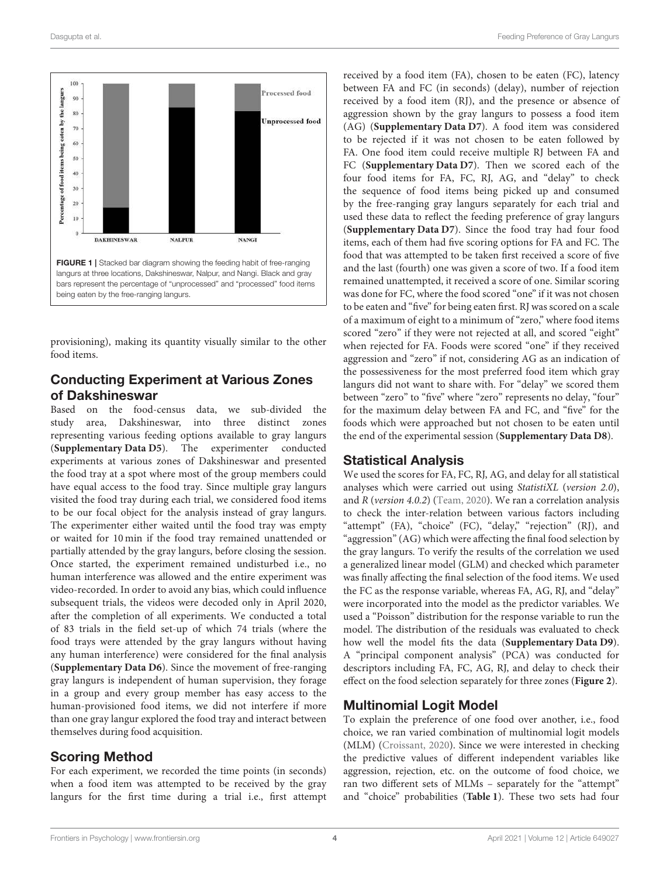FIGURE 1 | Stacked bar diagram showing the feeding habit of free-ranging langurs at three locations, Dakshineswar, Nalpur, and Nangi. Black and gray bars represent the percentage of "unprocessed" and "processed" food items being eaten by the free-ranging langurs.

provisioning), making its quantity visually similar to the other food items.

## Conducting Experiment at Various Zones of Dakshineswar

Based on the food-census data, we sub-divided the study area, Dakshineswar, into three distinct zones representing various feeding options available to gray langurs (**Supplementary Data D5**). The experimenter conducted experiments at various zones of Dakshineswar and presented the food tray at a spot where most of the group members could have equal access to the food tray. Since multiple gray langurs visited the food tray during each trial, we considered food items to be our focal object for the analysis instead of gray langurs. The experimenter either waited until the food tray was empty or waited for 10 min if the food tray remained unattended or partially attended by the gray langurs, before closing the session. Once started, the experiment remained undisturbed i.e., no human interference was allowed and the entire experiment was video-recorded. In order to avoid any bias, which could influence subsequent trials, the videos were decoded only in April 2020, after the completion of all experiments. We conducted a total of 83 trials in the field set-up of which 74 trials (where the food trays were attended by the gray langurs without having any human interference) were considered for the final analysis (**Supplementary Data D6**). Since the movement of free-ranging gray langurs is independent of human supervision, they forage in a group and every group member has easy access to the human-provisioned food items, we did not interfere if more than one gray langur explored the food tray and interact between themselves during food acquisition.

## Scoring Method

For each experiment, we recorded the time points (in seconds) when a food item was attempted to be received by the gray langurs for the first time during a trial i.e., first attempt received by a food item (FA), chosen to be eaten (FC), latency between FA and FC (in seconds) (delay), number of rejection received by a food item (RJ), and the presence or absence of aggression shown by the gray langurs to possess a food item (AG) (**Supplementary Data D7**). A food item was considered to be rejected if it was not chosen to be eaten followed by FA. One food item could receive multiple RJ between FA and FC (**Supplementary Data D7**). Then we scored each of the four food items for FA, FC, RJ, AG, and "delay" to check the sequence of food items being picked up and consumed by the free-ranging gray langurs separately for each trial and used these data to reflect the feeding preference of gray langurs (**Supplementary Data D7**). Since the food tray had four food items, each of them had five scoring options for FA and FC. The food that was attempted to be taken first received a score of five and the last (fourth) one was given a score of two. If a food item remained unattempted, it received a score of one. Similar scoring was done for FC, where the food scored "one" if it was not chosen to be eaten and "five" for being eaten first. RJ was scored on a scale of a maximum of eight to a minimum of "zero," where food items scored "zero" if they were not rejected at all, and scored "eight" when rejected for FA. Foods were scored "one" if they received aggression and "zero" if not, considering AG as an indication of the possessiveness for the most preferred food item which gray langurs did not want to share with. For "delay" we scored them between "zero" to "five" where "zero" represents no delay, "four" for the maximum delay between FA and FC, and "five" for the foods which were approached but not chosen to be eaten until the end of the experimental session (**Supplementary Data D8**).

## Statistical Analysis

We used the scores for FA, FC, RJ, AG, and delay for all statistical analyses which were carried out using *StatistiXL* (*version 2.0*), and *R* (*version 4.0.2*) (Team, 2020). We ran a correlation analysis to check the inter-relation between various factors including "attempt" (FA), "choice" (FC), "delay," "rejection" (RJ), and "aggression" (AG) which were affecting the final food selection by the gray langurs. To verify the results of the correlation we used a generalized linear model (GLM) and checked which parameter was finally affecting the final selection of the food items. We used the FC as the response variable, whereas FA, AG, RJ, and "delay" were incorporated into the model as the predictor variables. We used a "Poisson" distribution for the response variable to run the model. The distribution of the residuals was evaluated to check how well the model fits the data (**Supplementary Data D9**). A "principal component analysis" (PCA) was conducted for descriptors including FA, FC, AG, RJ, and delay to check their effect on the food selection separately for three zones (**Figure 2**).

## Multinomial Logit Model

To explain the preference of one food over another, i.e., food choice, we ran varied combination of multinomial logit models (MLM) (Croissant, 2020). Since we were interested in checking the predictive values of different independent variables like aggression, rejection, etc. on the outcome of food choice, we ran two different sets of MLMs – separately for the "attempt" and "choice" probabilities (**Table 1**). These two sets had four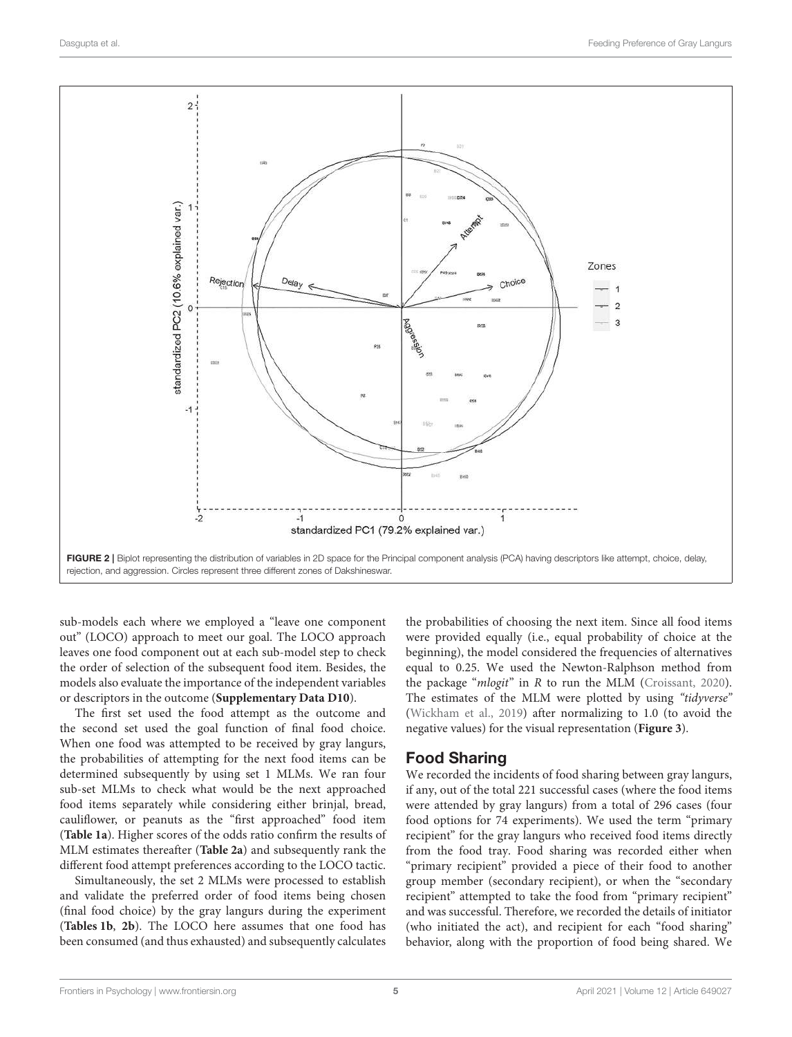FIGURE 2 | Biplot representing the distribution of variables in 2D space for the Principal component analysis (PCA) having descriptors like attempt, choice, delay, rejection, and aggression. Circles represent three different zones of Dakshineswar.

sub-models each where we employed a "leave one component out" (LOCO) approach to meet our goal. The LOCO approach leaves one food component out at each sub-model step to check the order of selection of the subsequent food item. Besides, the models also evaluate the importance of the independent variables or descriptors in the outcome (**Supplementary Data D10**).

The first set used the food attempt as the outcome and the second set used the goal function of final food choice. When one food was attempted to be received by gray langurs, the probabilities of attempting for the next food items can be determined subsequently by using set 1 MLMs. We ran four sub-set MLMs to check what would be the next approached food items separately while considering either brinjal, bread, cauliflower, or peanuts as the "first approached" food item (**Table 1a**). Higher scores of the odds ratio confirm the results of MLM estimates thereafter (**Table 2a**) and subsequently rank the different food attempt preferences according to the LOCO tactic.

Simultaneously, the set 2 MLMs were processed to establish and validate the preferred order of food items being chosen (final food choice) by the gray langurs during the experiment (**Tables 1b**, **2b**). The LOCO here assumes that one food has been consumed (and thus exhausted) and subsequently calculates the probabilities of choosing the next item. Since all food items were provided equally (i.e., equal probability of choice at the beginning), the model considered the frequencies of alternatives equal to 0.25. We used the Newton-Ralphson method from the package "*mlogit*" in *R* to run the MLM (Croissant, 2020). The estimates of the MLM were plotted by using *"tidyverse"* (Wickham et al., 2019) after normalizing to 1.0 (to avoid the negative values) for the visual representation (**Figure 3**).

## Food Sharing

We recorded the incidents of food sharing between gray langurs, if any, out of the total 221 successful cases (where the food items were attended by gray langurs) from a total of 296 cases (four food options for 74 experiments). We used the term "primary recipient" for the gray langurs who received food items directly from the food tray. Food sharing was recorded either when "primary recipient" provided a piece of their food to another group member (secondary recipient), or when the "secondary recipient" attempted to take the food from "primary recipient" and was successful. Therefore, we recorded the details of initiator (who initiated the act), and recipient for each "food sharing" behavior, along with the proportion of food being shared. We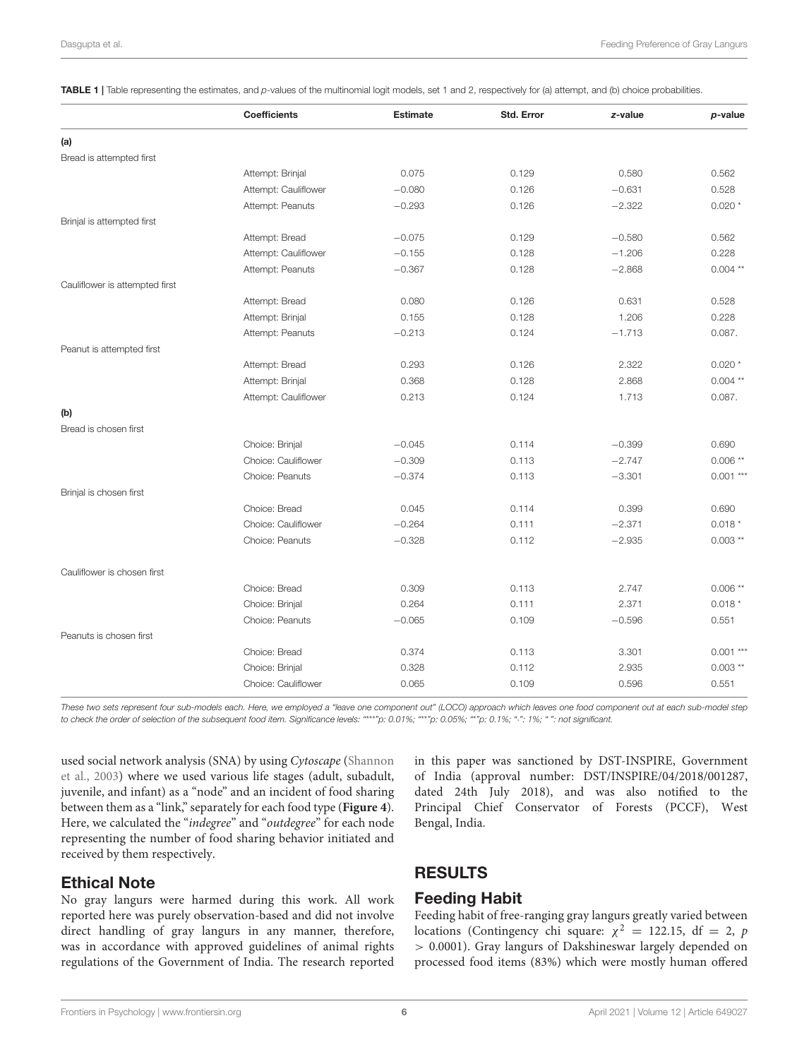**TABLE 1 |** Table representing the estimates, and *p*-values of the multinomial logit models, set 1 and 2, respectively for (a) attempt, and (b) choice probabilities.

| | Coefficients | Estimate | Std. Error | *z*-value | *p*-value |
|---|---|---|---|---|---|
| **(a)** | | | | | |
| Bread is attempted first | | | | | |
| | Attempt: Brinjal | 0.075 | 0.129 | 0.580 | 0.562 |
| | Attempt: Cauliflower | −0.080 | 0.126 | −0.631 | 0.528 |
| | Attempt: Peanuts | −0.293 | 0.126 | −2.322 | 0.020 * |
| Brinjal is attempted first | | | | | |
| | Attempt: Bread | −0.075 | 0.129 | −0.580 | 0.562 |
| | Attempt: Cauliflower | −0.155 | 0.128 | −1.206 | 0.228 |
| | Attempt: Peanuts | −0.367 | 0.128 | −2.868 | 0.004 ** |
| Cauliflower is attempted first | | | | | |
| | Attempt: Bread | 0.080 | 0.126 | 0.631 | 0.528 |
| | Attempt: Brinjal | 0.155 | 0.128 | 1.206 | 0.228 |
| | Attempt: Peanuts | −0.213 | 0.124 | −1.713 | 0.087. |
| Peanut is attempted first | | | | | |
| | Attempt: Bread | 0.293 | 0.126 | 2.322 | 0.020 * |
| | Attempt: Brinjal | 0.368 | 0.128 | 2.868 | 0.004 ** |
| | Attempt: Cauliflower | 0.213 | 0.124 | 1.713 | 0.087. |
| **(b)** | | | | | |
| Bread is chosen first | | | | | |
| | Choice: Brinjal | −0.045 | 0.114 | −0.399 | 0.690 |
| | Choice: Cauliflower | −0.309 | 0.113 | −2.747 | 0.006 ** |
| | Choice: Peanuts | −0.374 | 0.113 | −3.301 | 0.001 *** |
| Brinjal is chosen first | | | | | |
| | Choice: Bread | 0.045 | 0.114 | 0.399 | 0.690 |
| | Choice: Cauliflower | −0.264 | 0.111 | −2.371 | 0.018 * |
| | Choice: Peanuts | −0.328 | 0.112 | −2.935 | 0.003 ** |
| Cauliflower is chosen first | | | | | |
| | Choice: Bread | 0.309 | 0.113 | 2.747 | 0.006 ** |
| | Choice: Brinjal | 0.264 | 0.111 | 2.371 | 0.018 * |
| | Choice: Peanuts | −0.065 | 0.109 | −0.596 | 0.551 |
| Peanuts is chosen first | | | | | |
| | Choice: Bread | 0.374 | 0.113 | 3.301 | 0.001 *** |
| | Choice: Brinjal | 0.328 | 0.112 | 2.935 | 0.003 ** |
| | Choice: Cauliflower | 0.065 | 0.109 | 0.596 | 0.551 |

*These two sets represent four sub-models each. Here, we employed a "leave one component out" (LOCO) approach which leaves one food component out at each sub-model step to check the order of selection of the subsequent food item. Significance levels: "***"p: 0.01%; "**"p: 0.05%; "*"p: 0.1%; ".": 1%; " ": not significant.*

used social network analysis (SNA) by using *Cytoscape* (Shannon et al., 2003) where we used various life stages (adult, subadult, juvenile, and infant) as a "node" and an incident of food sharing between them as a "link," separately for each food type (**Figure 4**). Here, we calculated the "*indegree*" and "*outdegree*" for each node representing the number of food sharing behavior initiated and received by them respectively.

## Ethical Note

No gray langurs were harmed during this work. All work reported here was purely observation-based and did not involve direct handling of gray langurs in any manner, therefore, was in accordance with approved guidelines of animal rights regulations of the Government of India. The research reported in this paper was sanctioned by DST-INSPIRE, Government of India (approval number: DST/INSPIRE/04/2018/001287, dated 24th July 2018), and was also notified to the Principal Chief Conservator of Forests (PCCF), West Bengal, India.

# RESULTS

## Feeding Habit

Feeding habit of free-ranging gray langurs greatly varied between locations (Contingency chi square: $\chi^2 = 122.15$, df = 2, $p > 0.0001$). Gray langurs of Dakshineswar largely depended on processed food items (83%) which were mostly human offered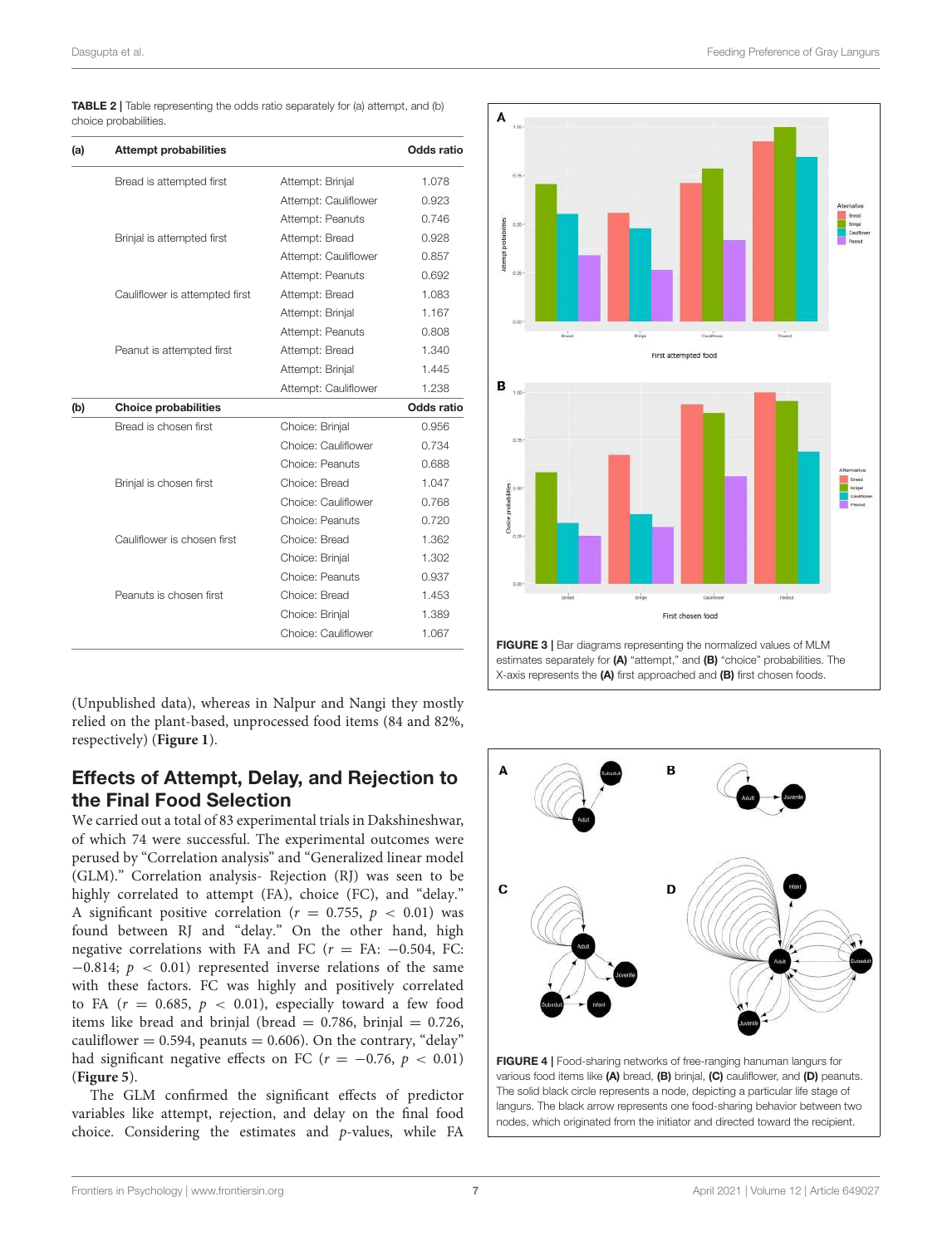**TABLE 2 |** Table representing the odds ratio separately for (a) attempt, and (b) choice probabilities.

| (a) | Attempt probabilities | | Odds ratio |
|---|---|---|---|
| | Bread is attempted first | Attempt: Brinjal | 1.078 |
| | | Attempt: Cauliflower | 0.923 |
| | | Attempt: Peanuts | 0.746 |
| | Brinjal is attempted first | Attempt: Bread | 0.928 |
| | | Attempt: Cauliflower | 0.857 |
| | | Attempt: Peanuts | 0.692 |
| | Cauliflower is attempted first | Attempt: Bread | 1.083 |
| | | Attempt: Brinjal | 1.167 |
| | | Attempt: Peanuts | 0.808 |
| | Peanut is attempted first | Attempt: Bread | 1.340 |
| | | Attempt: Brinjal | 1.445 |
| | | Attempt: Cauliflower | 1.238 |
| **(b)** | **Choice probabilities** | | **Odds ratio** |
| | Bread is chosen first | Choice: Brinjal | 0.956 |
| | | Choice: Cauliflower | 0.734 |
| | | Choice: Peanuts | 0.688 |
| | Brinjal is chosen first | Choice: Bread | 1.047 |
| | | Choice: Cauliflower | 0.768 |
| | | Choice: Peanuts | 0.720 |
| | Cauliflower is chosen first | Choice: Bread | 1.362 |
| | | Choice: Brinjal | 1.302 |
| | | Choice: Peanuts | 0.937 |
| | Peanuts is chosen first | Choice: Bread | 1.453 |
| | | Choice: Brinjal | 1.389 |
| | | Choice: Cauliflower | 1.067 |

(Unpublished data), whereas in Nalpur and Nangi they mostly relied on the plant-based, unprocessed food items (84 and 82%, respectively) (**Figure 1**).

## Effects of Attempt, Delay, and Rejection to the Final Food Selection

We carried out a total of 83 experimental trials in Dakshineshwar, of which 74 were successful. The experimental outcomes were perused by "Correlation analysis" and "Generalized linear model (GLM)." Correlation analysis- Rejection (RJ) was seen to be highly correlated to attempt (FA), choice (FC), and "delay." A significant positive correlation ($r = 0.755$, $p < 0.01$) was found between RJ and "delay." On the other hand, high negative correlations with FA and FC ($r$ = FA: $-0.504$, FC: $-0.814$; $p < 0.01$) represented inverse relations of the same with these factors. FC was highly and positively correlated to FA ($r = 0.685$, $p < 0.01$), especially toward a few food items like bread and brinjal (bread = 0.786, brinjal = 0.726, cauliflower = 0.594, peanuts = 0.606). On the contrary, "delay" had significant negative effects on FC ($r = -0.76$, $p < 0.01$) (**Figure 5**).

The GLM confirmed the significant effects of predictor variables like attempt, rejection, and delay on the final food choice. Considering the estimates and $p$-values, while FA

**FIGURE 3 |** Bar diagrams representing the normalized values of MLM estimates separately for **(A)** "attempt," and **(B)** "choice" probabilities. The X-axis represents the **(A)** first approached and **(B)** first chosen foods.

**FIGURE 4 |** Food-sharing networks of free-ranging hanuman langurs for various food items like **(A)** bread, **(B)** brinjal, **(C)** cauliflower, and **(D)** peanuts. The solid black circle represents a node, depicting a particular life stage of langurs. The black arrow represents one food-sharing behavior between two nodes, which originated from the initiator and directed toward the recipient.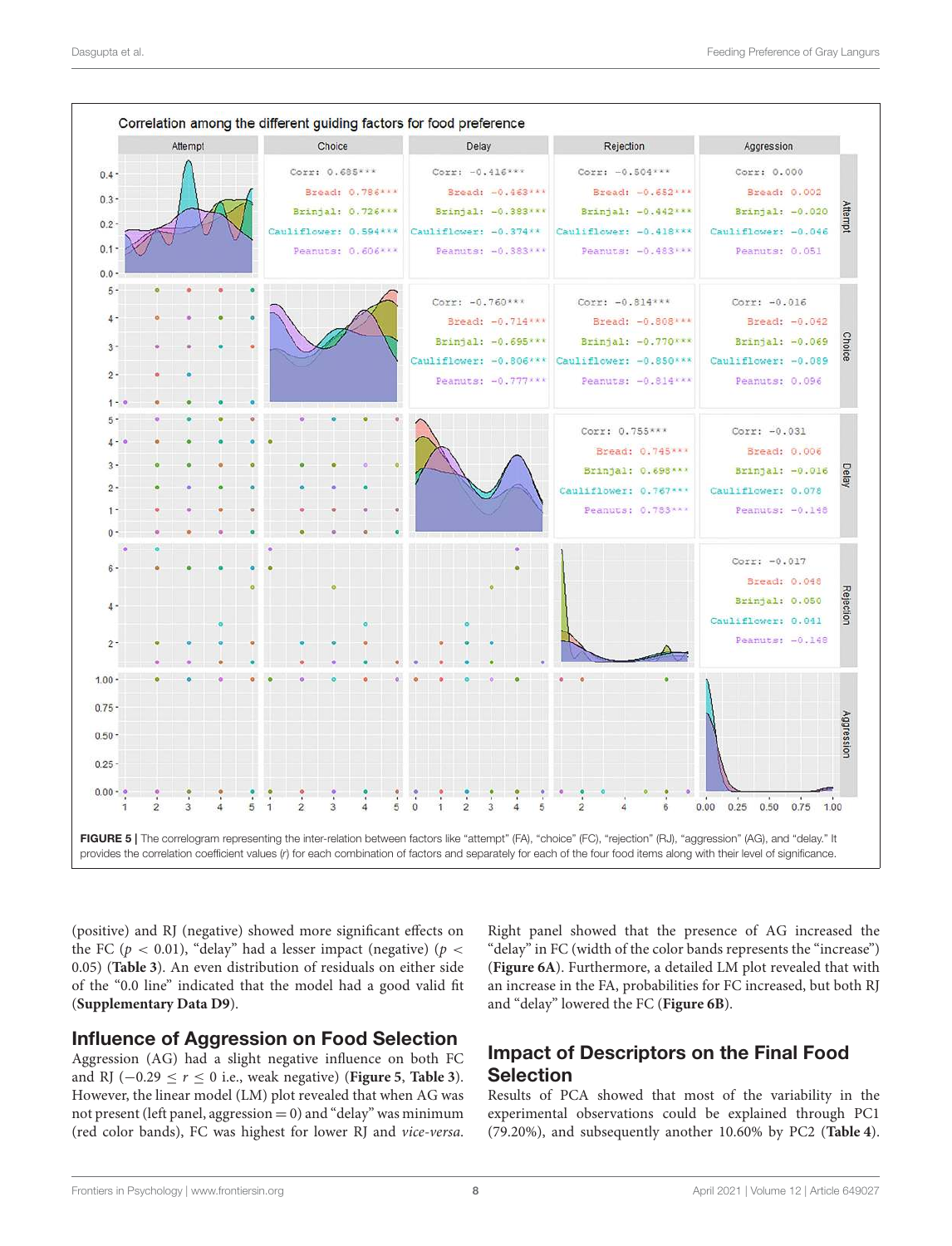**FIGURE 5 |** The correlogram representing the inter-relation between factors like "attempt" (FA), "choice" (FC), "rejection" (RJ), "aggression" (AG), and "delay." It provides the correlation coefficient values (*r*) for each combination of factors and separately for each of the four food items along with their level of significance.

(positive) and RJ (negative) showed more significant effects on the FC ($p < 0.01$), "delay" had a lesser impact (negative) ($p < 0.05$) (**Table 3**). An even distribution of residuals on either side of the "0.0 line" indicated that the model had a good valid fit (**Supplementary Data D9**).

## Influence of Aggression on Food Selection

Aggression (AG) had a slight negative influence on both FC and RJ ($-0.29 \le r \le 0$ i.e., weak negative) (**Figure 5**, **Table 3**). However, the linear model (LM) plot revealed that when AG was not present (left panel, aggression = 0) and "delay" was minimum (red color bands), FC was highest for lower RJ and *vice-versa*. Right panel showed that the presence of AG increased the "delay" in FC (width of the color bands represents the "increase") (**Figure 6A**). Furthermore, a detailed LM plot revealed that with an increase in the FA, probabilities for FC increased, but both RJ and "delay" lowered the FC (**Figure 6B**).

## Impact of Descriptors on the Final Food Selection

Results of PCA showed that most of the variability in the experimental observations could be explained through PC1 (79.20%), and subsequently another 10.60% by PC2 (**Table 4**).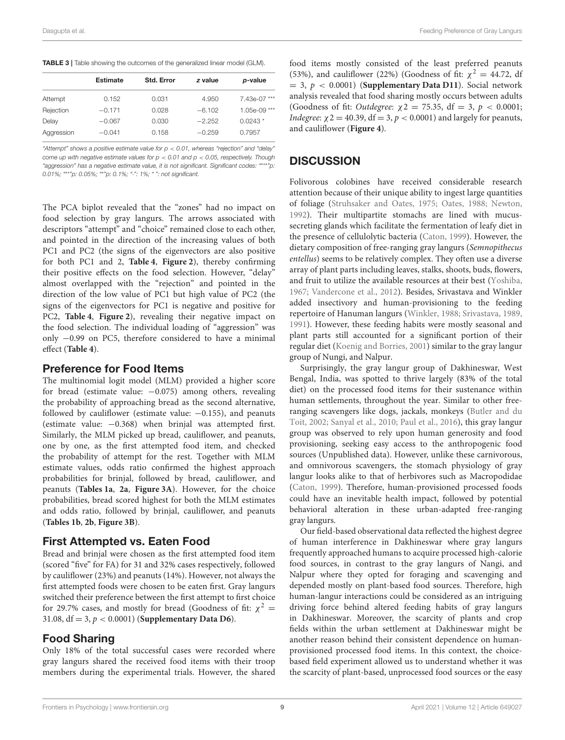**TABLE 3 |** Table showing the outcomes of the generalized linear model (GLM).

| | Estimate | Std. Error | z value | p-value |
|---|---|---|---|---|
| Attempt | 0.152 | 0.031 | 4.950 | 7.43e-07 *** |
| Rejection | −0.171 | 0.028 | −6.102 | 1.05e-09 *** |
| Delay | −0.067 | 0.030 | −2.252 | 0.0243 * |
| Aggression | −0.041 | 0.158 | −0.259 | 0.7957 |

*"Attempt" shows a positive estimate value for p < 0.01, whereas "rejection" and "delay" come up with negative estimate values for p < 0.01 and p < 0.05, respectively. Though "aggression" has a negative estimate value, it is not significant. Significant codes: "***"p: 0.01%; "**"p: 0.05%; "*"p: 0.1%; ".": 1%; " ": not significant.*

The PCA biplot revealed that the "zones" had no impact on food selection by gray langurs. The arrows associated with descriptors "attempt" and "choice" remained close to each other, and pointed in the direction of the increasing values of both PC1 and PC2 (the signs of the eigenvectors are also positive for both PC1 and 2, **Table 4**, **Figure 2**), thereby confirming their positive effects on the food selection. However, "delay" almost overlapped with the "rejection" and pointed in the direction of the low value of PC2 but high value of PC2 (the signs of the eigenvectors for PC1 is negative and positive for PC2, **Table 4**, **Figure 2**), revealing their negative impact on the food selection. The individual loading of "aggression" was only −0.99 on PC5, therefore considered to have a minimal effect (**Table 4**).

## Preference for Food Items

The multinomial logit model (MLM) provided a higher score for bread (estimate value: −0.075) among others, revealing the probability of approaching bread as the second alternative, followed by cauliflower (estimate value: −0.155), and peanuts (estimate value: −0.368) when brinjal was attempted first. Similarly, the MLM picked up bread, cauliflower, and peanuts, one by one, as the first attempted food item, and checked the probability of attempt for the rest. Together with MLM estimate values, odds ratio confirmed the highest approach probabilities for brinjal, followed by bread, cauliflower, and peanuts (**Tables 1a**, **2a**, **Figure 3A**). However, for the choice probabilities, bread scored highest for both the MLM estimates and odds ratio, followed by brinjal, cauliflower, and peanuts (**Tables 1b**, **2b**, **Figure 3B**).

## First Attempted vs. Eaten Food

Bread and brinjal were chosen as the first attempted food item (scored "five" for FA) for 31 and 32% cases respectively, followed by cauliflower (23%) and peanuts (14%). However, not always the first attempted foods were chosen to be eaten first. Gray langurs switched their preference between the first attempt to first choice for 29.7% cases, and mostly for bread (Goodness of fit: $\chi^2 = 31.08$, df $= 3$, $p < 0.0001$) (**Supplementary Data D6**).

## Food Sharing

Only 18% of the total successful cases were recorded where gray langurs shared the received food items with their troop members during the experimental trials. However, the shared food items mostly consisted of the least preferred peanuts (53%), and cauliflower (22%) (Goodness of fit: $\chi^2 = 44.72$, df $= 3$, $p < 0.0001$) (**Supplementary Data D11**). Social network analysis revealed that food sharing mostly occurs between adults (Goodness of fit: *Outdegree*: $\chi 2 = 75.35$, df $= 3$, $p < 0.0001$; *Indegree*: $\chi 2 = 40.39$, df $= 3$, $p < 0.0001$) and largely for peanuts, and cauliflower (**Figure 4**).

# DISCUSSION

Folivorous colobines have received considerable research attention because of their unique ability to ingest large quantities of foliage (Struhsaker and Oates, 1975; Oates, 1988; Newton, 1992). Their multipartite stomachs are lined with mucus-secreting glands which facilitate the fermentation of leafy diet in the presence of cellulolytic bacteria (Caton, 1999). However, the dietary composition of free-ranging gray langurs (*Semnopithecus entellus*) seems to be relatively complex. They often use a diverse array of plant parts including leaves, stalks, shoots, buds, flowers, and fruit to utilize the available resources at their best (Yoshiba, 1967; Vandercone et al., 2012). Besides, Srivastava and Winkler added insectivory and human-provisioning to the feeding repertoire of Hanuman langurs (Winkler, 1988; Srivastava, 1989, 1991). However, these feeding habits were mostly seasonal and plant parts still accounted for a significant portion of their regular diet (Koenig and Borries, 2001) similar to the gray langur group of Nungi, and Nalpur.

Surprisingly, the gray langur group of Dakhineswar, West Bengal, India, was spotted to thrive largely (83% of the total diet) on the processed food items for their sustenance within human settlements, throughout the year. Similar to other free-ranging scavengers like dogs, jackals, monkeys (Butler and du Toit, 2002; Sanyal et al., 2010; Paul et al., 2016), this gray langur group was observed to rely upon human generosity and food provisioning, seeking easy access to the anthropogenic food sources (Unpublished data). However, unlike these carnivorous, and omnivorous scavengers, the stomach physiology of gray langur looks alike to that of herbivores such as Macropodidae (Caton, 1999). Therefore, human-provisioned processed foods could have an inevitable health impact, followed by potential behavioral alteration in these urban-adapted free-ranging gray langurs.

Our field-based observational data reflected the highest degree of human interference in Dakhineswar where gray langurs frequently approached humans to acquire processed high-calorie food sources, in contrast to the gray langurs of Nangi, and Nalpur where they opted for foraging and scavenging and depended mostly on plant-based food sources. Therefore, high human-langur interactions could be considered as an intriguing driving force behind altered feeding habits of gray langurs in Dakhineswar. Moreover, the scarcity of plants and crop fields within the urban settlement at Dakhineswar might be another reason behind their consistent dependence on human-provisioned processed food items. In this context, the choice-based field experiment allowed us to understand whether it was the scarcity of plant-based, unprocessed food sources or the easy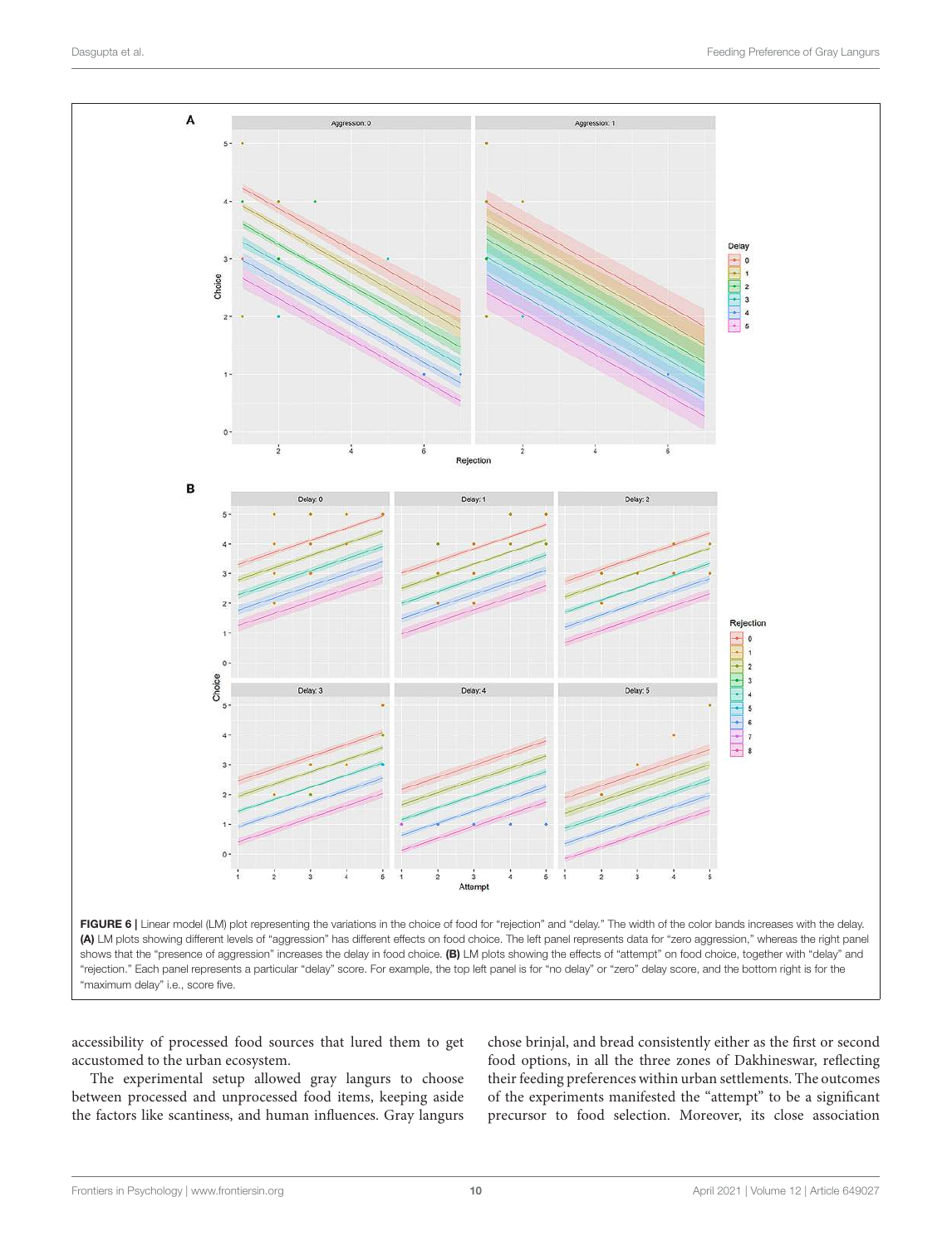FIGURE 6 | Linear model (LM) plot representing the variations in the choice of food for "rejection" and "delay." The width of the color bands increases with the delay. **(A)** LM plots showing different levels of "aggression" has different effects on food choice. The left panel represents data for "zero aggression," whereas the right panel shows that the "presence of aggression" increases the delay in food choice. **(B)** LM plots showing the effects of "attempt" on food choice, together with "delay" and "rejection." Each panel represents a particular "delay" score. For example, the top left panel is for "no delay" or "zero" delay score, and the bottom right is for the "maximum delay" i.e., score five.

accessibility of processed food sources that lured them to get accustomed to the urban ecosystem.

The experimental setup allowed gray langurs to choose between processed and unprocessed food items, keeping aside the factors like scantiness, and human influences. Gray langurs chose brinjal, and bread consistently either as the first or second food options, in all the three zones of Dakhineswar, reflecting their feeding preferences within urban settlements. The outcomes of the experiments manifested the "attempt" to be a significant precursor to food selection. Moreover, its close association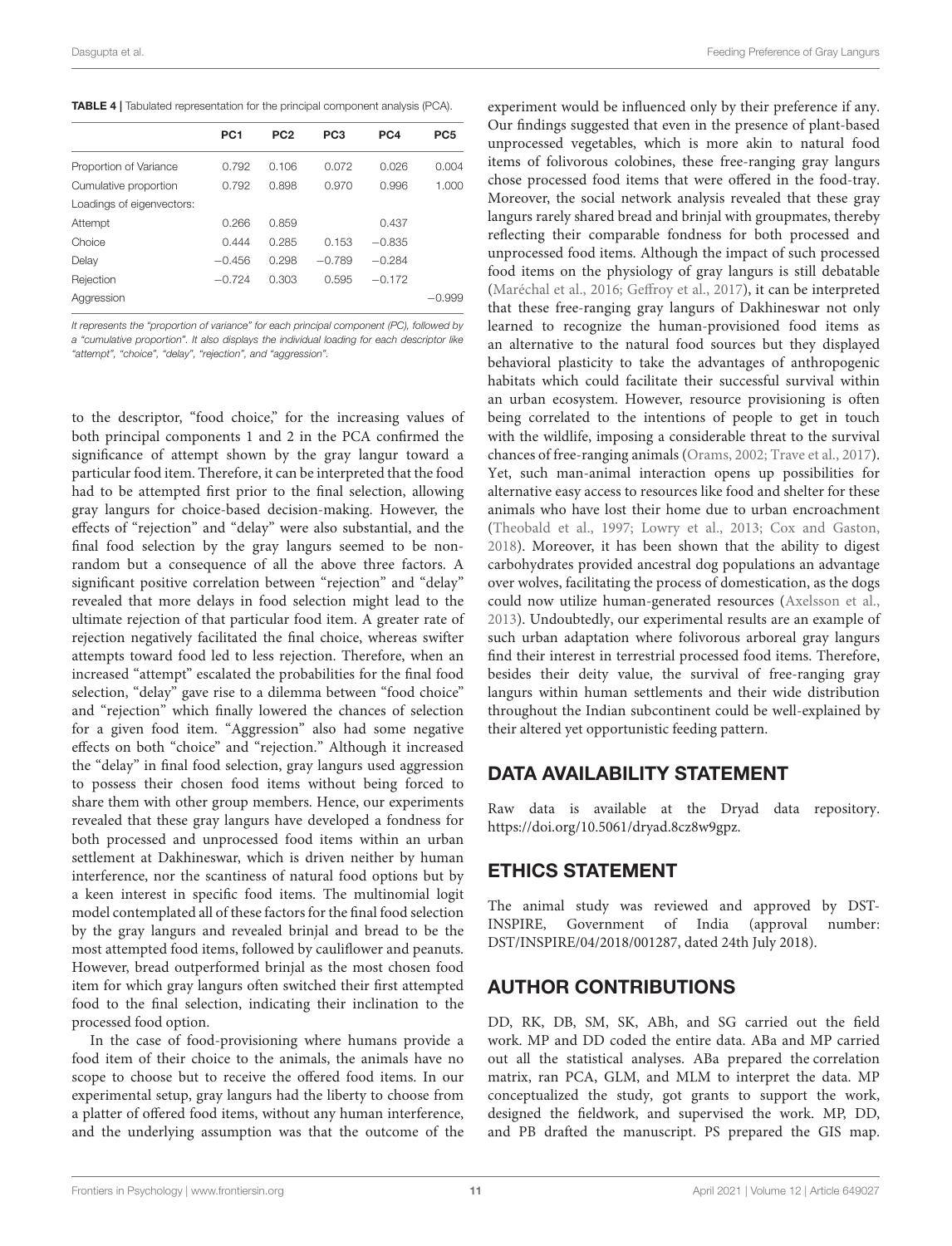**TABLE 4 |** Tabulated representation for the principal component analysis (PCA).

| | PC1 | PC2 | PC3 | PC4 | PC5 |
|---|---|---|---|---|---|
| Proportion of Variance | 0.792 | 0.106 | 0.072 | 0.026 | 0.004 |
| Cumulative proportion | 0.792 | 0.898 | 0.970 | 0.996 | 1.000 |
| Loadings of eigenvectors: | | | | | |
| Attempt | 0.266 | 0.859 | | 0.437 | |
| Choice | 0.444 | 0.285 | 0.153 | −0.835 | |
| Delay | −0.456 | 0.298 | −0.789 | −0.284 | |
| Rejection | −0.724 | 0.303 | 0.595 | −0.172 | |
| Aggression | | | | | −0.999 |

*It represents the "proportion of variance" for each principal component (PC), followed by a "cumulative proportion". It also displays the individual loading for each descriptor like "attempt", "choice", "delay", "rejection", and "aggression".*

to the descriptor, "food choice," for the increasing values of both principal components 1 and 2 in the PCA confirmed the significance of attempt shown by the gray langur toward a particular food item. Therefore, it can be interpreted that the food had to be attempted first prior to the final selection, allowing gray langurs for choice-based decision-making. However, the effects of "rejection" and "delay" were also substantial, and the final food selection by the gray langurs seemed to be non-random but a consequence of all the above three factors. A significant positive correlation between "rejection" and "delay" revealed that more delays in food selection might lead to the ultimate rejection of that particular food item. A greater rate of rejection negatively facilitated the final choice, whereas swifter attempts toward food led to less rejection. Therefore, when an increased "attempt" escalated the probabilities for the final food selection, "delay" gave rise to a dilemma between "food choice" and "rejection" which finally lowered the chances of selection for a given food item. "Aggression" also had some negative effects on both "choice" and "rejection." Although it increased the "delay" in final food selection, gray langurs used aggression to possess their chosen food items without being forced to share them with other group members. Hence, our experiments revealed that these gray langurs have developed a fondness for both processed and unprocessed food items within an urban settlement at Dakhineswar, which is driven neither by human interference, nor the scantiness of natural food options but by a keen interest in specific food items. The multinomial logit model contemplated all of these factors for the final food selection by the gray langurs and revealed brinjal and bread to be the most attempted food items, followed by cauliflower and peanuts. However, bread outperformed brinjal as the most chosen food item for which gray langurs often switched their first attempted food to the final selection, indicating their inclination to the processed food option.

In the case of food-provisioning where humans provide a food item of their choice to the animals, the animals have no scope to choose but to receive the offered food items. In our experimental setup, gray langurs had the liberty to choose from a platter of offered food items, without any human interference, and the underlying assumption was that the outcome of the experiment would be influenced only by their preference if any. Our findings suggested that even in the presence of plant-based unprocessed vegetables, which is more akin to natural food items of folivorous colobines, these free-ranging gray langurs chose processed food items that were offered in the food-tray. Moreover, the social network analysis revealed that these gray langurs rarely shared bread and brinjal with groupmates, thereby reflecting their comparable fondness for both processed and unprocessed food items. Although the impact of such processed food items on the physiology of gray langurs is still debatable (Maréchal et al., 2016; Geffroy et al., 2017), it can be interpreted that these free-ranging gray langurs of Dakhineswar not only learned to recognize the human-provisioned food items as an alternative to the natural food sources but they displayed behavioral plasticity to take the advantages of anthropogenic habitats which could facilitate their successful survival within an urban ecosystem. However, resource provisioning is often being correlated to the intentions of people to get in touch with the wildlife, imposing a considerable threat to the survival chances of free-ranging animals (Orams, 2002; Trave et al., 2017). Yet, such man-animal interaction opens up possibilities for alternative easy access to resources like food and shelter for these animals who have lost their home due to urban encroachment (Theobald et al., 1997; Lowry et al., 2013; Cox and Gaston, 2018). Moreover, it has been shown that the ability to digest carbohydrates provided ancestral dog populations an advantage over wolves, facilitating the process of domestication, as the dogs could now utilize human-generated resources (Axelsson et al., 2013). Undoubtedly, our experimental results are an example of such urban adaptation where folivorous arboreal gray langurs find their interest in terrestrial processed food items. Therefore, besides their deity value, the survival of free-ranging gray langurs within human settlements and their wide distribution throughout the Indian subcontinent could be well-explained by their altered yet opportunistic feeding pattern.

## DATA AVAILABILITY STATEMENT

Raw data is available at the Dryad data repository. https://doi.org/10.5061/dryad.8cz8w9gpz.

## ETHICS STATEMENT

The animal study was reviewed and approved by DST-INSPIRE, Government of India (approval number: DST/INSPIRE/04/2018/001287, dated 24th July 2018).

## AUTHOR CONTRIBUTIONS

DD, RK, DB, SM, SK, ABh, and SG carried out the field work. MP and DD coded the entire data. ABa and MP carried out all the statistical analyses. ABa prepared the correlation matrix, ran PCA, GLM, and MLM to interpret the data. MP conceptualized the study, got grants to support the work, designed the fieldwork, and supervised the work. MP, DD, and PB drafted the manuscript. PS prepared the GIS map.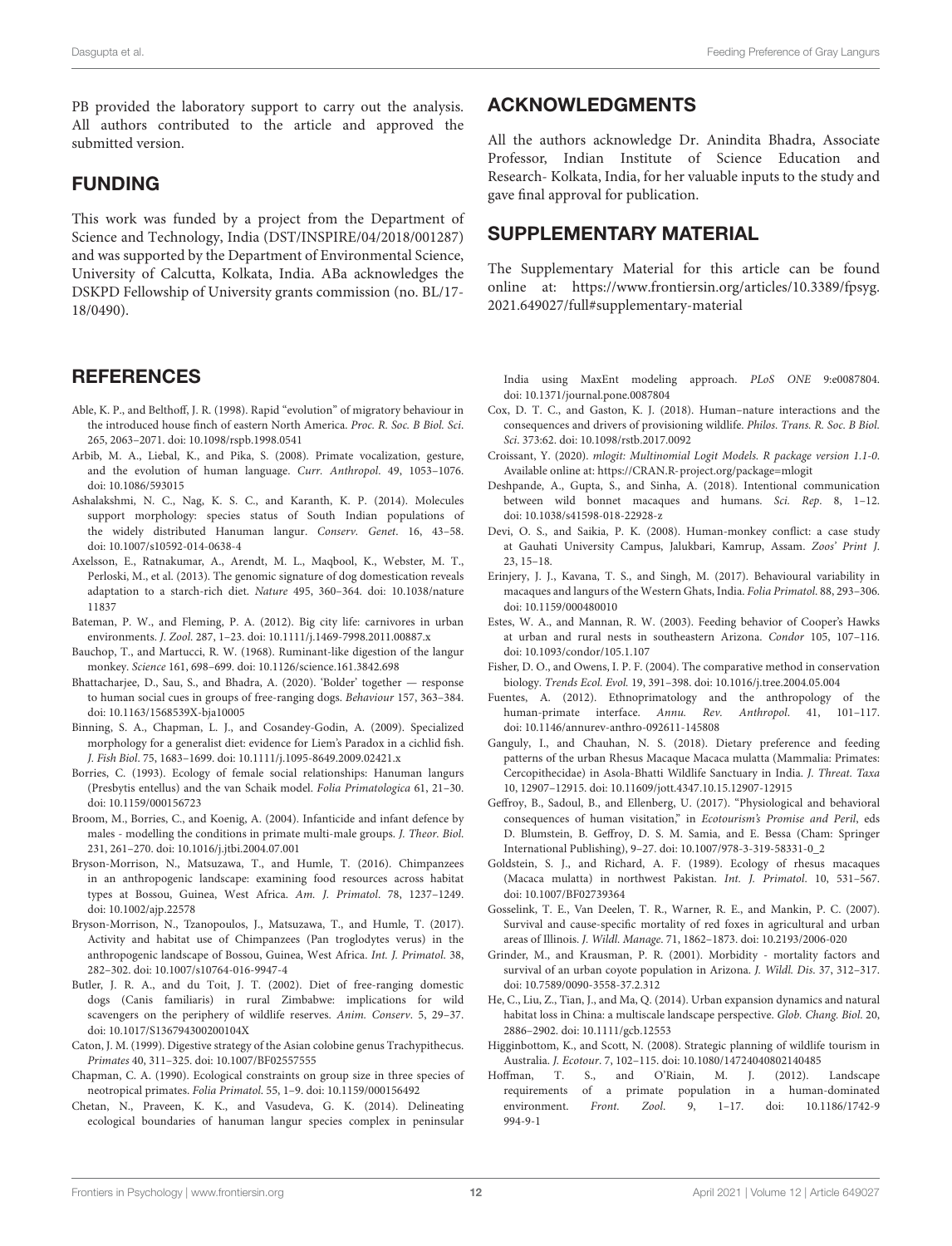PB provided the laboratory support to carry out the analysis. All authors contributed to the article and approved the submitted version.

## FUNDING

This work was funded by a project from the Department of Science and Technology, India (DST/INSPIRE/04/2018/001287) and was supported by the Department of Environmental Science, University of Calcutta, Kolkata, India. ABa acknowledges the DSKPD Fellowship of University grants commission (no. BL/17-18/0490).

## ACKNOWLEDGMENTS

All the authors acknowledge Dr. Anindita Bhadra, Associate Professor, Indian Institute of Science Education and Research- Kolkata, India, for her valuable inputs to the study and gave final approval for publication.

## SUPPLEMENTARY MATERIAL

The Supplementary Material for this article can be found online at: https://www.frontiersin.org/articles/10.3389/fpsyg.2021.649027/full#supplementary-material

## REFERENCES

Able, K. P., and Belthoff, J. R. (1998). Rapid "evolution" of migratory behaviour in the introduced house finch of eastern North America. *Proc. R. Soc. B Biol. Sci*. 265, 2063–2071. doi: 10.1098/rspb.1998.0541

Arbib, M. A., Liebal, K., and Pika, S. (2008). Primate vocalization, gesture, and the evolution of human language. *Curr. Anthropol*. 49, 1053–1076. doi: 10.1086/593015

Ashalakshmi, N. C., Nag, K. S. C., and Karanth, K. P. (2014). Molecules support morphology: species status of South Indian populations of the widely distributed Hanuman langur. *Conserv. Genet*. 16, 43–58. doi: 10.1007/s10592-014-0638-4

Axelsson, E., Ratnakumar, A., Arendt, M. L., Maqbool, K., Webster, M. T., Perloski, M., et al. (2013). The genomic signature of dog domestication reveals adaptation to a starch-rich diet. *Nature* 495, 360–364. doi: 10.1038/nature11837

Bateman, P. W., and Fleming, P. A. (2012). Big city life: carnivores in urban environments. *J. Zool*. 287, 1–23. doi: 10.1111/j.1469-7998.2011.00887.x

Bauchop, T., and Martucci, R. W. (1968). Ruminant-like digestion of the langur monkey. *Science* 161, 698–699. doi: 10.1126/science.161.3842.698

Bhattacharjee, D., Sau, S., and Bhadra, A. (2020). 'Bolder' together — response to human social cues in groups of free-ranging dogs. *Behaviour* 157, 363–384. doi: 10.1163/1568539X-bja10005

Binning, S. A., Chapman, L. J., and Cosandey-Godin, A. (2009). Specialized morphology for a generalist diet: evidence for Liem's Paradox in a cichlid fish. *J. Fish Biol*. 75, 1683–1699. doi: 10.1111/j.1095-8649.2009.02421.x

Borries, C. (1993). Ecology of female social relationships: Hanuman langurs (Presbytis entellus) and the van Schaik model. *Folia Primatologica* 61, 21–30. doi: 10.1159/000156723

Broom, M., Borries, C., and Koenig, A. (2004). Infanticide and infant defence by males - modelling the conditions in primate multi-male groups. *J. Theor. Biol*. 231, 261–270. doi: 10.1016/j.jtbi.2004.07.001

Bryson-Morrison, N., Matsuzawa, T., and Humle, T. (2016). Chimpanzees in an anthropogenic landscape: examining food resources across habitat types at Bossou, Guinea, West Africa. *Am. J. Primatol*. 78, 1237–1249. doi: 10.1002/ajp.22578

Bryson-Morrison, N., Tzanopoulos, J., Matsuzawa, T., and Humle, T. (2017). Activity and habitat use of Chimpanzees (Pan troglodytes verus) in the anthropogenic landscape of Bossou, Guinea, West Africa. *Int. J. Primatol*. 38, 282–302. doi: 10.1007/s10764-016-9947-4

Butler, J. R. A., and du Toit, J. T. (2002). Diet of free-ranging domestic dogs (Canis familiaris) in rural Zimbabwe: implications for wild scavengers on the periphery of wildlife reserves. *Anim. Conserv*. 5, 29–37. doi: 10.1017/S136794300200104X

Caton, J. M. (1999). Digestive strategy of the Asian colobine genus Trachypithecus. *Primates* 40, 311–325. doi: 10.1007/BF02557555

Chapman, C. A. (1990). Ecological constraints on group size in three species of neotropical primates. *Folia Primatol*. 55, 1–9. doi: 10.1159/000156492

Chetan, N., Praveen, K. K., and Vasudeva, G. K. (2014). Delineating ecological boundaries of hanuman langur species complex in peninsular India using MaxEnt modeling approach. *PLoS ONE* 9:e0087804. doi: 10.1371/journal.pone.0087804

Cox, D. T. C., and Gaston, K. J. (2018). Human–nature interactions and the consequences and drivers of provisioning wildlife. *Philos. Trans. R. Soc. B Biol. Sci*. 373:62. doi: 10.1098/rstb.2017.0092

Croissant, Y. (2020). *mlogit: Multinomial Logit Models. R package version 1.1-0*. Available online at: https://CRAN.R-project.org/package=mlogit

Deshpande, A., Gupta, S., and Sinha, A. (2018). Intentional communication between wild bonnet macaques and humans. *Sci. Rep*. 8, 1–12. doi: 10.1038/s41598-018-22928-z

Devi, O. S., and Saikia, P. K. (2008). Human-monkey conflict: a case study at Gauhati University Campus, Jalukbari, Kamrup, Assam. *Zoos' Print J*. 23, 15–18.

Erinjery, J. J., Kavana, T. S., and Singh, M. (2017). Behavioural variability in macaques and langurs of the Western Ghats, India. *Folia Primatol*. 88, 293–306. doi: 10.1159/000480010

Estes, W. A., and Mannan, R. W. (2003). Feeding behavior of Cooper's Hawks at urban and rural nests in southeastern Arizona. *Condor* 105, 107–116. doi: 10.1093/condor/105.1.107

Fisher, D. O., and Owens, I. P. F. (2004). The comparative method in conservation biology. *Trends Ecol. Evol*. 19, 391–398. doi: 10.1016/j.tree.2004.05.004

Fuentes, A. (2012). Ethnoprimatology and the anthropology of the human-primate interface. *Annu. Rev. Anthropol*. 41, 101–117. doi: 10.1146/annurev-anthro-092611-145808

Ganguly, I., and Chauhan, N. S. (2018). Dietary preference and feeding patterns of the urban Rhesus Macaque Macaca mulatta (Mammalia: Primates: Cercopithecidae) in Asola-Bhatti Wildlife Sanctuary in India. *J. Threat. Taxa* 10, 12907–12915. doi: 10.11609/jott.4347.10.15.12907-12915

Geffroy, B., Sadoul, B., and Ellenberg, U. (2017). "Physiological and behavioral consequences of human visitation," in *Ecotourism's Promise and Peril*, eds D. Blumstein, B. Geffroy, D. S. M. Samia, and E. Bessa (Cham: Springer International Publishing), 9–27. doi: 10.1007/978-3-319-58331-0_2

Goldstein, S. J., and Richard, A. F. (1989). Ecology of rhesus macaques (Macaca mulatta) in northwest Pakistan. *Int. J. Primatol*. 10, 531–567. doi: 10.1007/BF02739364

Gosselink, T. E., Van Deelen, T. R., Warner, R. E., and Mankin, P. C. (2007). Survival and cause-specific mortality of red foxes in agricultural and urban areas of Illinois. *J. Wildl. Manage*. 71, 1862–1873. doi: 10.2193/2006-020

Grinder, M., and Krausman, P. R. (2001). Morbidity - mortality factors and survival of an urban coyote population in Arizona. *J. Wildl. Dis*. 37, 312–317. doi: 10.7589/0090-3558-37.2.312

He, C., Liu, Z., Tian, J., and Ma, Q. (2014). Urban expansion dynamics and natural habitat loss in China: a multiscale landscape perspective. *Glob. Chang. Biol*. 20, 2886–2902. doi: 10.1111/gcb.12553

Higginbottom, K., and Scott, N. (2008). Strategic planning of wildlife tourism in Australia. *J. Ecotour*. 7, 102–115. doi: 10.1080/14724040802140485

Hoffman, T. S., and O'Riain, M. J. (2012). Landscape requirements of a primate population in a human-dominated environment. *Front. Zool*. 9, 1–17. doi: 10.1186/1742-9994-9-1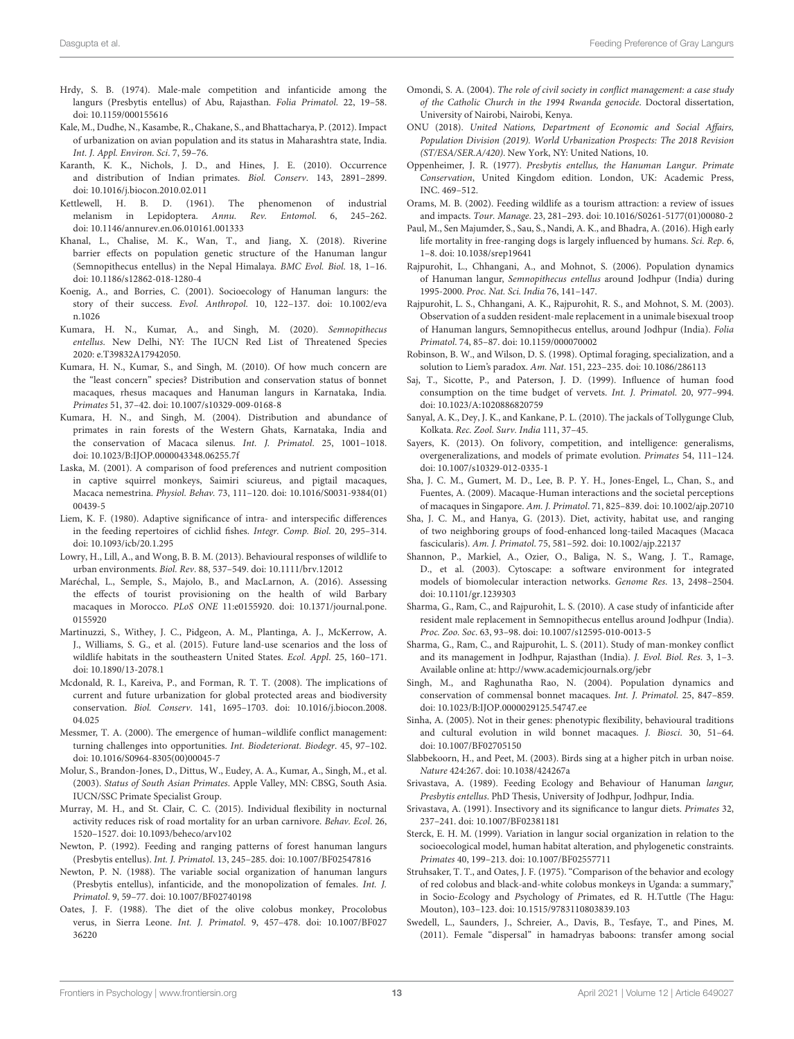Hrdy, S. B. (1974). Male-male competition and infanticide among the langurs (Presbytis entellus) of Abu, Rajasthan. *Folia Primatol.* 22, 19–58. doi: 10.1159/000155616

Kale, M., Dudhe, N., Kasambe, R., Chakane, S., and Bhattacharya, P. (2012). Impact of urbanization on avian population and its status in Maharashtra state, India. *Int. J. Appl. Environ. Sci.* 7, 59–76.

Karanth, K. K., Nichols, J. D., and Hines, J. E. (2010). Occurrence and distribution of Indian primates. *Biol. Conserv.* 143, 2891–2899. doi: 10.1016/j.biocon.2010.02.011

Kettlewell, H. B. D. (1961). The phenomenon of industrial melanism in Lepidoptera. *Annu. Rev. Entomol.* 6, 245–262. doi: 10.1146/annurev.en.06.010161.001333

Khanal, L., Chalise, M. K., Wan, T., and Jiang, X. (2018). Riverine barrier effects on population genetic structure of the Hanuman langur (Semnopithecus entellus) in the Nepal Himalaya. *BMC Evol. Biol.* 18, 1–16. doi: 10.1186/s12862-018-1280-4

Koenig, A., and Borries, C. (2001). Socioecology of Hanuman langurs: the story of their success. *Evol. Anthropol.* 10, 122–137. doi: 10.1002/evan.1026

Kumara, H. N., Kumar, A., and Singh, M. (2020). *Semnopithecus entellus*. New Delhi, NY: The IUCN Red List of Threatened Species 2020: e.T39832A17942050.

Kumara, H. N., Kumar, S., and Singh, M. (2010). Of how much concern are the "least concern" species? Distribution and conservation status of bonnet macaques, rhesus macaques and Hanuman langurs in Karnataka, India. *Primates* 51, 37–42. doi: 10.1007/s10329-009-0168-8

Kumara, H. N., and Singh, M. (2004). Distribution and abundance of primates in rain forests of the Western Ghats, Karnataka, India and the conservation of Macaca silenus. *Int. J. Primatol.* 25, 1001–1018. doi: 10.1023/B:IJOP.0000043348.06255.7f

Laska, M. (2001). A comparison of food preferences and nutrient composition in captive squirrel monkeys, Saimiri sciureus, and pigtail macaques, Macaca nemestrina. *Physiol. Behav.* 73, 111–120. doi: 10.1016/S0031-9384(01)00439-5

Liem, K. F. (1980). Adaptive significance of intra- and interspecific differences in the feeding repertoires of cichlid fishes. *Integr. Comp. Biol.* 20, 295–314. doi: 10.1093/icb/20.1.295

Lowry, H., Lill, A., and Wong, B. B. M. (2013). Behavioural responses of wildlife to urban environments. *Biol. Rev.* 88, 537–549. doi: 10.1111/brv.12012

Maréchal, L., Semple, S., Majolo, B., and MacLarnon, A. (2016). Assessing the effects of tourist provisioning on the health of wild Barbary macaques in Morocco. *PLoS ONE* 11:e0155920. doi: 10.1371/journal.pone.0155920

Martinuzzi, S., Withey, J. C., Pidgeon, A. M., Plantinga, A. J., McKerrow, A. J., Williams, S. G., et al. (2015). Future land-use scenarios and the loss of wildlife habitats in the southeastern United States. *Ecol. Appl.* 25, 160–171. doi: 10.1890/13-2078.1

Mcdonald, R. I., Kareiva, P., and Forman, R. T. T. (2008). The implications of current and future urbanization for global protected areas and biodiversity conservation. *Biol. Conserv.* 141, 1695–1703. doi: 10.1016/j.biocon.2008.04.025

Messmer, T. A. (2000). The emergence of human–wildlife conflict management: turning challenges into opportunities. *Int. Biodeteriorat. Biodegr.* 45, 97–102. doi: 10.1016/S0964-8305(00)00045-7

Molur, S., Brandon-Jones, D., Dittus, W., Eudey, A. A., Kumar, A., Singh, M., et al. (2003). *Status of South Asian Primates*. Apple Valley, MN: CBSG, South Asia. IUCN/SSC Primate Specialist Group.

Murray, M. H., and St. Clair, C. C. (2015). Individual flexibility in nocturnal activity reduces risk of road mortality for an urban carnivore. *Behav. Ecol.* 26, 1520–1527. doi: 10.1093/beheco/arv102

Newton, P. (1992). Feeding and ranging patterns of forest hanuman langurs (Presbytis entellus). *Int. J. Primatol.* 13, 245–285. doi: 10.1007/BF02547816

Newton, P. N. (1988). The variable social organization of hanuman langurs (Presbytis entellus), infanticide, and the monopolization of females. *Int. J. Primatol.* 9, 59–77. doi: 10.1007/BF02740198

Oates, J. F. (1988). The diet of the olive colobus monkey, Procolobus verus, in Sierra Leone. *Int. J. Primatol.* 9, 457–478. doi: 10.1007/BF02736220

Omondi, S. A. (2004). *The role of civil society in conflict management: a case study of the Catholic Church in the 1994 Rwanda genocide*. Doctoral dissertation, University of Nairobi, Nairobi, Kenya.

ONU (2018). *United Nations, Department of Economic and Social Affairs, Population Division (2019). World Urbanization Prospects: The 2018 Revision (ST/ESA/SER.A/420)*. New York, NY: United Nations, 10.

Oppenheimer, J. R. (1977). *Presbytis entellus, the Hanuman Langur. Primate Conservation*, United Kingdom edition. London, UK: Academic Press, INC. 469–512.

Orams, M. B. (2002). Feeding wildlife as a tourism attraction: a review of issues and impacts. *Tour. Manage.* 23, 281–293. doi: 10.1016/S0261-5177(01)00080-2

Paul, M., Sen Majumder, S., Sau, S., Nandi, A. K., and Bhadra, A. (2016). High early life mortality in free-ranging dogs is largely influenced by humans. *Sci. Rep.* 6, 1–8. doi: 10.1038/srep19641

Rajpurohit, L., Chhangani, A., and Mohnot, S. (2006). Population dynamics of Hanuman langur, *Semnopithecus entellus* around Jodhpur (India) during 1995-2000. *Proc. Nat. Sci. India* 76, 141–147.

Rajpurohit, L. S., Chhangani, A. K., Rajpurohit, R. S., and Mohnot, S. M. (2003). Observation of a sudden resident-male replacement in a unimale bisexual troop of Hanuman langurs, Semnopithecus entellus, around Jodhpur (India). *Folia Primatol.* 74, 85–87. doi: 10.1159/000070002

Robinson, B. W., and Wilson, D. S. (1998). Optimal foraging, specialization, and a solution to Liem's paradox. *Am. Nat.* 151, 223–235. doi: 10.1086/286113

Saj, T., Sicotte, P., and Paterson, J. D. (1999). Influence of human food consumption on the time budget of vervets. *Int. J. Primatol.* 20, 977–994. doi: 10.1023/A:1020886820759

Sanyal, A. K., Dey, J. K., and Kankane, P. L. (2010). The jackals of Tollygunge Club, Kolkata. *Rec. Zool. Surv. India* 111, 37–45.

Sayers, K. (2013). On folivory, competition, and intelligence: generalisms, overgeneralizations, and models of primate evolution. *Primates* 54, 111–124. doi: 10.1007/s10329-012-0335-1

Sha, J. C. M., Gumert, M. D., Lee, B. P. Y. H., Jones-Engel, L., Chan, S., and Fuentes, A. (2009). Macaque-Human interactions and the societal perceptions of macaques in Singapore. *Am. J. Primatol.* 71, 825–839. doi: 10.1002/ajp.20710

Sha, J. C. M., and Hanya, G. (2013). Diet, activity, habitat use, and ranging of two neighboring groups of food-enhanced long-tailed Macaques (Macaca fascicularis). *Am. J. Primatol.* 75, 581–592. doi: 10.1002/ajp.22137

Shannon, P., Markiel, A., Ozier, O., Baliga, N. S., Wang, J. T., Ramage, D., et al. (2003). Cytoscape: a software environment for integrated models of biomolecular interaction networks. *Genome Res.* 13, 2498–2504. doi: 10.1101/gr.1239303

Sharma, G., Ram, C., and Rajpurohit, L. S. (2010). A case study of infanticide after resident male replacement in Semnopithecus entellus around Jodhpur (India). *Proc. Zoo. Soc.* 63, 93–98. doi: 10.1007/s12595-010-0013-5

Sharma, G., Ram, C., and Rajpurohit, L. S. (2011). Study of man-monkey conflict and its management in Jodhpur, Rajasthan (India). *J. Evol. Biol. Res.* 3, 1–3. Available online at: http://www.academicjournals.org/jebr

Singh, M., and Raghunatha Rao, N. (2004). Population dynamics and conservation of commensal bonnet macaques. *Int. J. Primatol.* 25, 847–859. doi: 10.1023/B:IJOP.0000029125.54747.ee

Sinha, A. (2005). Not in their genes: phenotypic flexibility, behavioural traditions and cultural evolution in wild bonnet macaques. *J. Biosci.* 30, 51–64. doi: 10.1007/BF02705150

Slabbekoorn, H., and Peet, M. (2003). Birds sing at a higher pitch in urban noise. *Nature* 424:267. doi: 10.1038/424267a

Srivastava, A. (1989). Feeding Ecology and Behaviour of Hanuman *langur, Presbytis entellus*. PhD Thesis, University of Jodhpur, Jodhpur, India.

Srivastava, A. (1991). Insectivory and its significance to langur diets. *Primates* 32, 237–241. doi: 10.1007/BF02381181

Sterck, E. H. M. (1999). Variation in langur social organization in relation to the socioecological model, human habitat alteration, and phylogenetic constraints. *Primates* 40, 199–213. doi: 10.1007/BF02557711

Struhsaker, T. T., and Oates, J. F. (1975). "Comparison of the behavior and ecology of red colobus and black-and-white colobus monkeys in Uganda: a summary," in *Socio-Ecology and Psychology of Primates*, ed R. H.Tuttle (The Hagu: Mouton), 103–123. doi: 10.1515/9783110803839.103

Swedell, L., Saunders, J., Schreier, A., Davis, B., Tesfaye, T., and Pines, M. (2011). Female "dispersal" in hamadryas baboons: transfer among social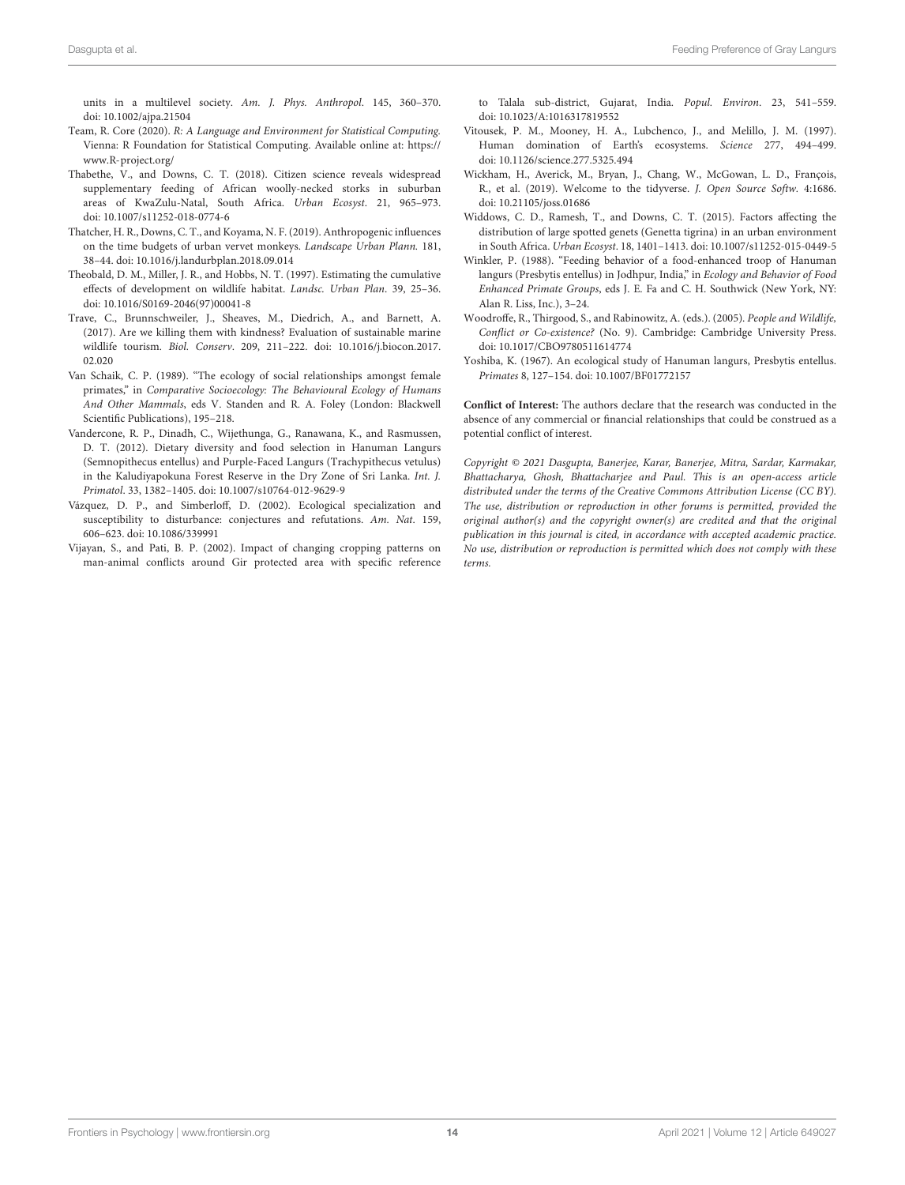units in a multilevel society. *Am. J. Phys. Anthropol*. 145, 360–370. doi: 10.1002/ajpa.21504

Team, R. Core (2020). *R: A Language and Environment for Statistical Computing.* Vienna: R Foundation for Statistical Computing. Available online at: https://www.R-project.org/

Thabethe, V., and Downs, C. T. (2018). Citizen science reveals widespread supplementary feeding of African woolly-necked storks in suburban areas of KwaZulu-Natal, South Africa. *Urban Ecosyst*. 21, 965–973. doi: 10.1007/s11252-018-0774-6

Thatcher, H. R., Downs, C. T., and Koyama, N. F. (2019). Anthropogenic influences on the time budgets of urban vervet monkeys. *Landscape Urban Plann.* 181, 38–44. doi: 10.1016/j.landurbplan.2018.09.014

Theobald, D. M., Miller, J. R., and Hobbs, N. T. (1997). Estimating the cumulative effects of development on wildlife habitat. *Landsc. Urban Plan*. 39, 25–36. doi: 10.1016/S0169-2046(97)00041-8

Trave, C., Brunnschweiler, J., Sheaves, M., Diedrich, A., and Barnett, A. (2017). Are we killing them with kindness? Evaluation of sustainable marine wildlife tourism. *Biol. Conserv*. 209, 211–222. doi: 10.1016/j.biocon.2017.02.020

Van Schaik, C. P. (1989). "The ecology of social relationships amongst female primates," in *Comparative Socioecology: The Behavioural Ecology of Humans And Other Mammals*, eds V. Standen and R. A. Foley (London: Blackwell Scientific Publications), 195–218.

Vandercone, R. P., Dinadh, C., Wijethunga, G., Ranawana, K., and Rasmussen, D. T. (2012). Dietary diversity and food selection in Hanuman Langurs (Semnopithecus entellus) and Purple-Faced Langurs (Trachypithecus vetulus) in the Kaludiyapokuna Forest Reserve in the Dry Zone of Sri Lanka. *Int. J. Primatol*. 33, 1382–1405. doi: 10.1007/s10764-012-9629-9

Vázquez, D. P., and Simberloff, D. (2002). Ecological specialization and susceptibility to disturbance: conjectures and refutations. *Am. Nat*. 159, 606–623. doi: 10.1086/339991

Vijayan, S., and Pati, B. P. (2002). Impact of changing cropping patterns on man-animal conflicts around Gir protected area with specific reference to Talala sub-district, Gujarat, India. *Popul. Environ*. 23, 541–559. doi: 10.1023/A:1016317819552

Vitousek, P. M., Mooney, H. A., Lubchenco, J., and Melillo, J. M. (1997). Human domination of Earth's ecosystems. *Science* 277, 494–499. doi: 10.1126/science.277.5325.494

Wickham, H., Averick, M., Bryan, J., Chang, W., McGowan, L. D., François, R., et al. (2019). Welcome to the tidyverse. *J. Open Source Softw*. 4:1686. doi: 10.21105/joss.01686

Widdows, C. D., Ramesh, T., and Downs, C. T. (2015). Factors affecting the distribution of large spotted genets (Genetta tigrina) in an urban environment in South Africa. *Urban Ecosyst*. 18, 1401–1413. doi: 10.1007/s11252-015-0449-5

Winkler, P. (1988). "Feeding behavior of a food-enhanced troop of Hanuman langurs (Presbytis entellus) in Jodhpur, India," in *Ecology and Behavior of Food Enhanced Primate Groups*, eds J. E. Fa and C. H. Southwick (New York, NY: Alan R. Liss, Inc.), 3–24.

Woodroffe, R., Thirgood, S., and Rabinowitz, A. (eds.). (2005). *People and Wildlife, Conflict or Co-existence?* (No. 9). Cambridge: Cambridge University Press. doi: 10.1017/CBO9780511614774

Yoshiba, K. (1967). An ecological study of Hanuman langurs, Presbytis entellus. *Primates* 8, 127–154. doi: 10.1007/BF01772157

**Conflict of Interest:** The authors declare that the research was conducted in the absence of any commercial or financial relationships that could be construed as a potential conflict of interest.

*Copyright © 2021 Dasgupta, Banerjee, Karar, Banerjee, Mitra, Sardar, Karmakar, Bhattacharya, Ghosh, Bhattacharjee and Paul. This is an open-access article distributed under the terms of the Creative Commons Attribution License (CC BY). The use, distribution or reproduction in other forums is permitted, provided the original author(s) and the copyright owner(s) are credited and that the original publication in this journal is cited, in accordance with accepted academic practice. No use, distribution or reproduction is permitted which does not comply with these terms.*